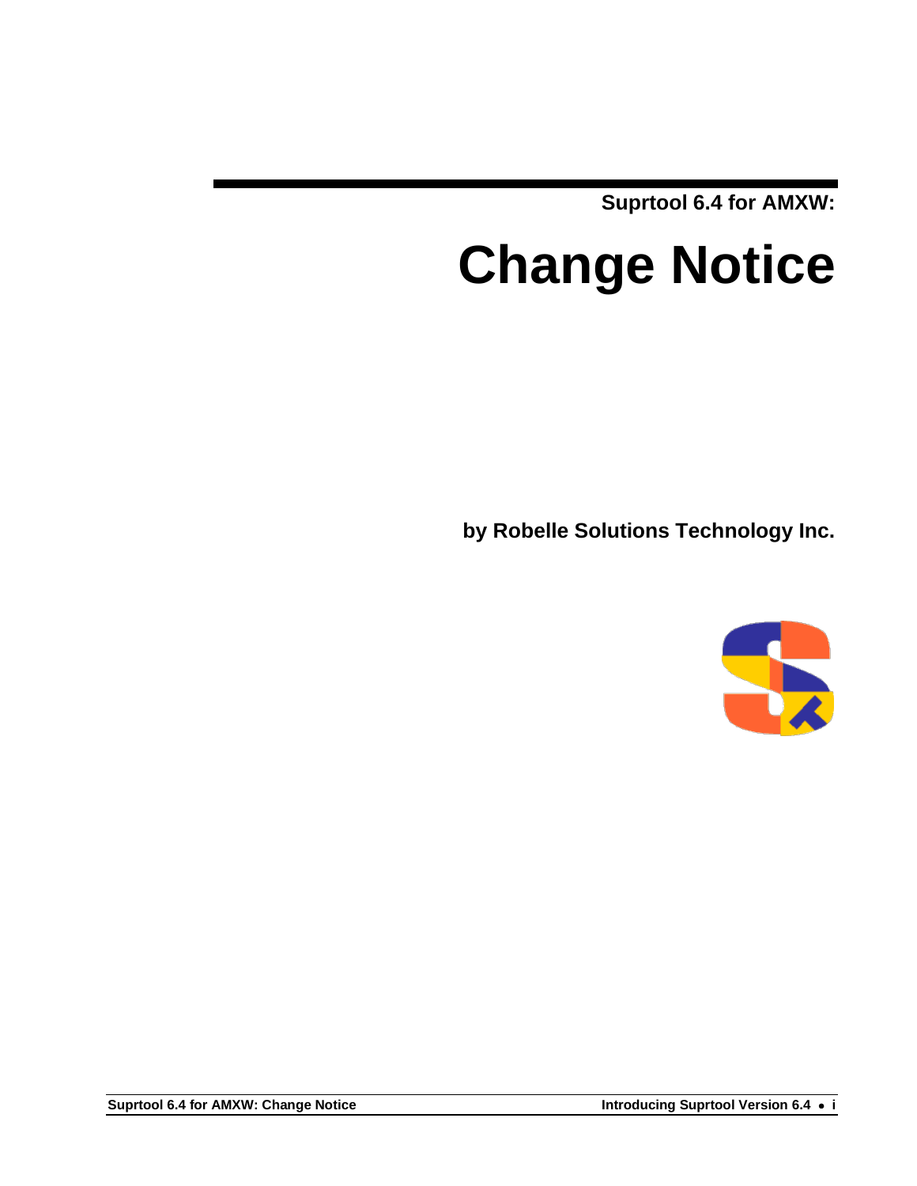**Suprtool 6.4 for AMXW:**

# Change Notice

**by Robelle Solutions Technology Inc.**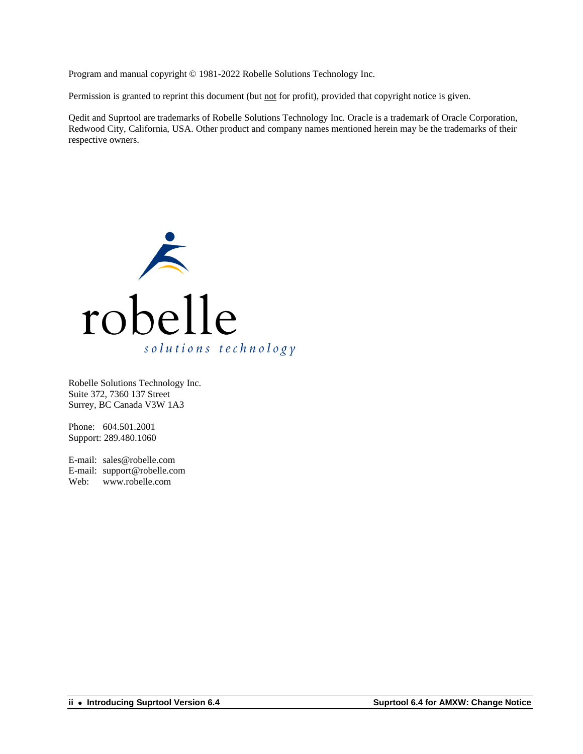Program and manual copyright © 1981-2022 Robelle Solutions Technology Inc.

Permission is granted to reprint this document (but not for profit), provided that copyright notice is given.

Qedit and Suprtool are trademarks of Robelle Solutions Technology Inc. Oracle is a trademark of Oracle Corporation, Redwood City, California, USA. Other product and company names mentioned herein may be the trademarks of their respective owners.

Robelle Solutions Technology Inc.
Suite 372, 7360 137 Street
Surrey, BC Canada V3W 1A3

Phone: 604.501.2001
Support: 289.480.1060

E-mail: sales@robelle.com
E-mail: support@robelle.com
Web: www.robelle.com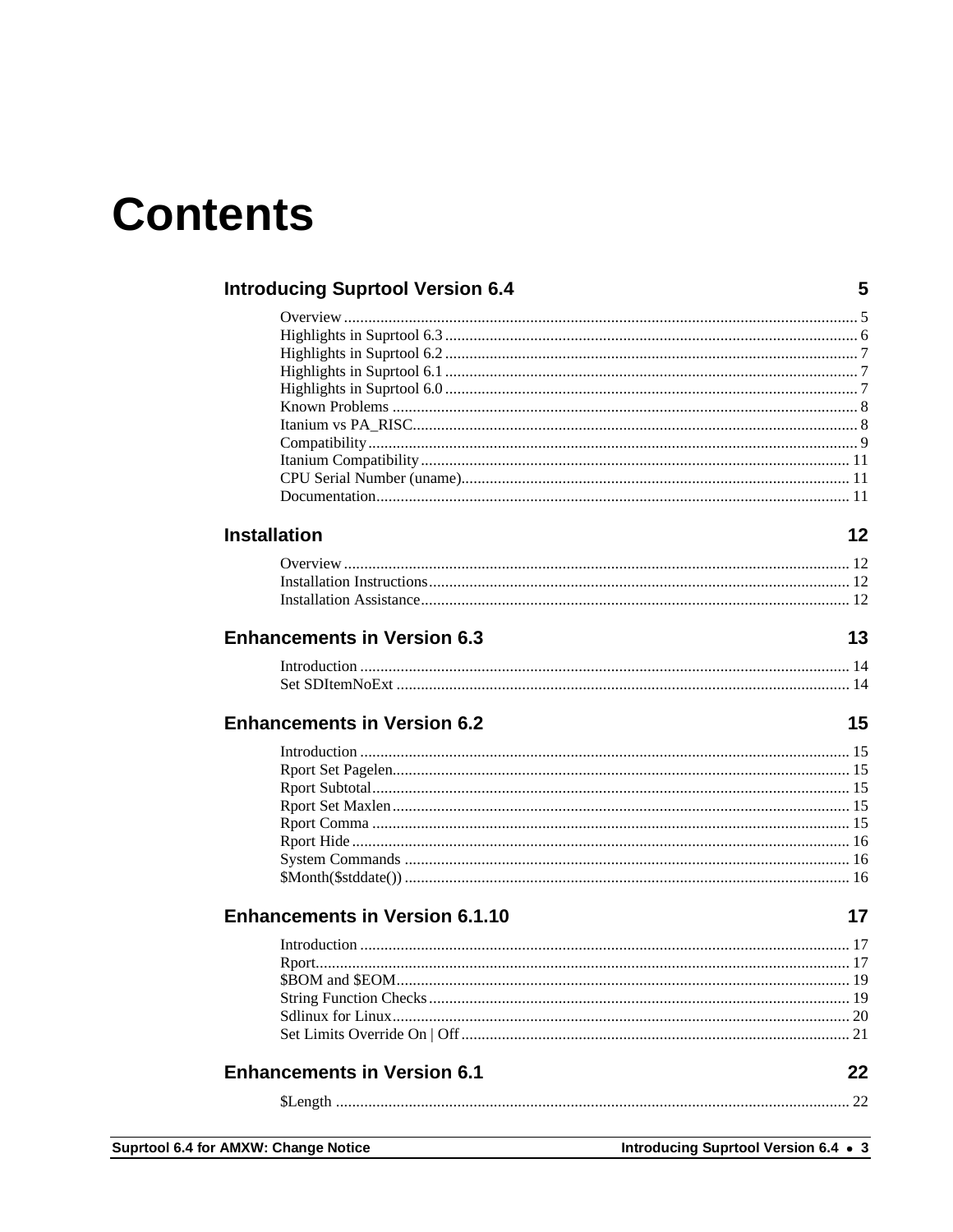# Contents

## Introducing Suprtool Version 6.4 — 5

- Overview — 5
- Highlights in Suprtool 6.3 — 6
- Highlights in Suprtool 6.2 — 7
- Highlights in Suprtool 6.1 — 7
- Highlights in Suprtool 6.0 — 7
- Known Problems — 8
- Itanium vs PA_RISC — 8
- Compatibility — 9
- Itanium Compatibility — 11
- CPU Serial Number (uname) — 11
- Documentation — 11

## Installation — 12

- Overview — 12
- Installation Instructions — 12
- Installation Assistance — 12

## Enhancements in Version 6.3 — 13

- Introduction — 14
- Set SDItemNoExt — 14

## Enhancements in Version 6.2 — 15

- Introduction — 15
- Rport Set Pagelen — 15
- Rport Subtotal — 15
- Rport Set Maxlen — 15
- Rport Comma — 15
- Rport Hide — 16
- System Commands — 16
- $Month($stddate()) — 16

## Enhancements in Version 6.1.10 — 17

- Introduction — 17
- Rport — 17
- $BOM and $EOM — 19
- String Function Checks — 19
- Sdlinux for Linux — 20
- Set Limits Override On | Off — 21

## Enhancements in Version 6.1 — 22

- $Length — 22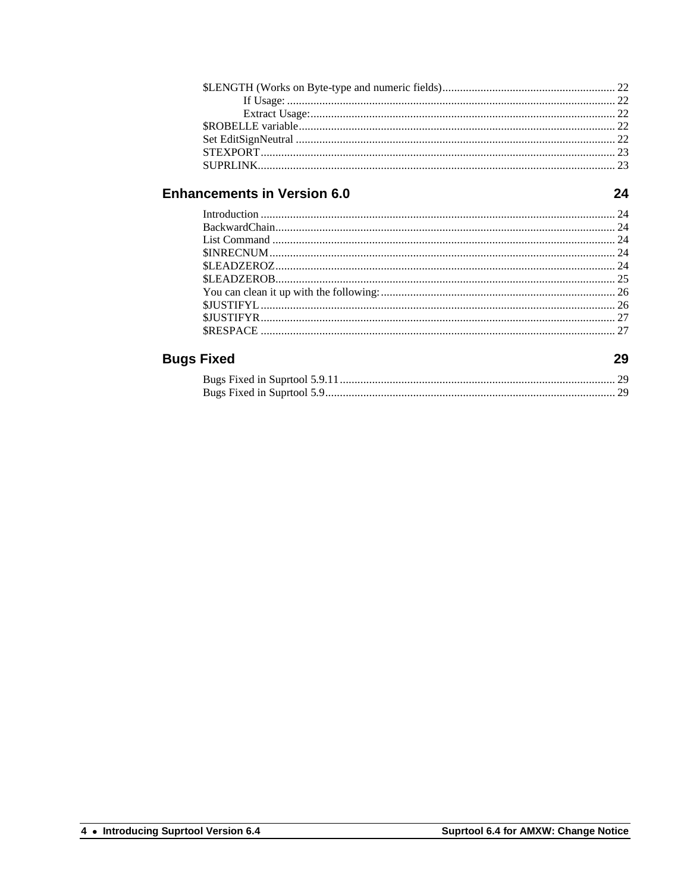$LENGTH (Works on Byte-type and numeric fields) ........................................................ 22

If Usage: ........................................................................................................ 22

Extract Usage: ................................................................................................ 22

$ROBELLE variable ........................................................................................................ 22

Set EditSignNeutral ........................................................................................................ 22

STEXPORT ..................................................................................................................... 23

SUPRLINK ...................................................................................................................... 23

## Enhancements in Version 6.0 — 24

Introduction ..................................................................................................................... 24

BackwardChain ............................................................................................................... 24

List Command ................................................................................................................. 24

$INRECNUM ................................................................................................................... 24

$LEADZEROZ ................................................................................................................. 24

$LEADZEROB ................................................................................................................. 25

You can clean it up with the following: ............................................................................ 26

$JUSTIFYL ...................................................................................................................... 26

$JUSTIFYR ...................................................................................................................... 27

$RESPACE ..................................................................................................................... 27

## Bugs Fixed — 29

Bugs Fixed in Suprtool 5.9.11 .......................................................................................... 29

Bugs Fixed in Suprtool 5.9 ............................................................................................... 29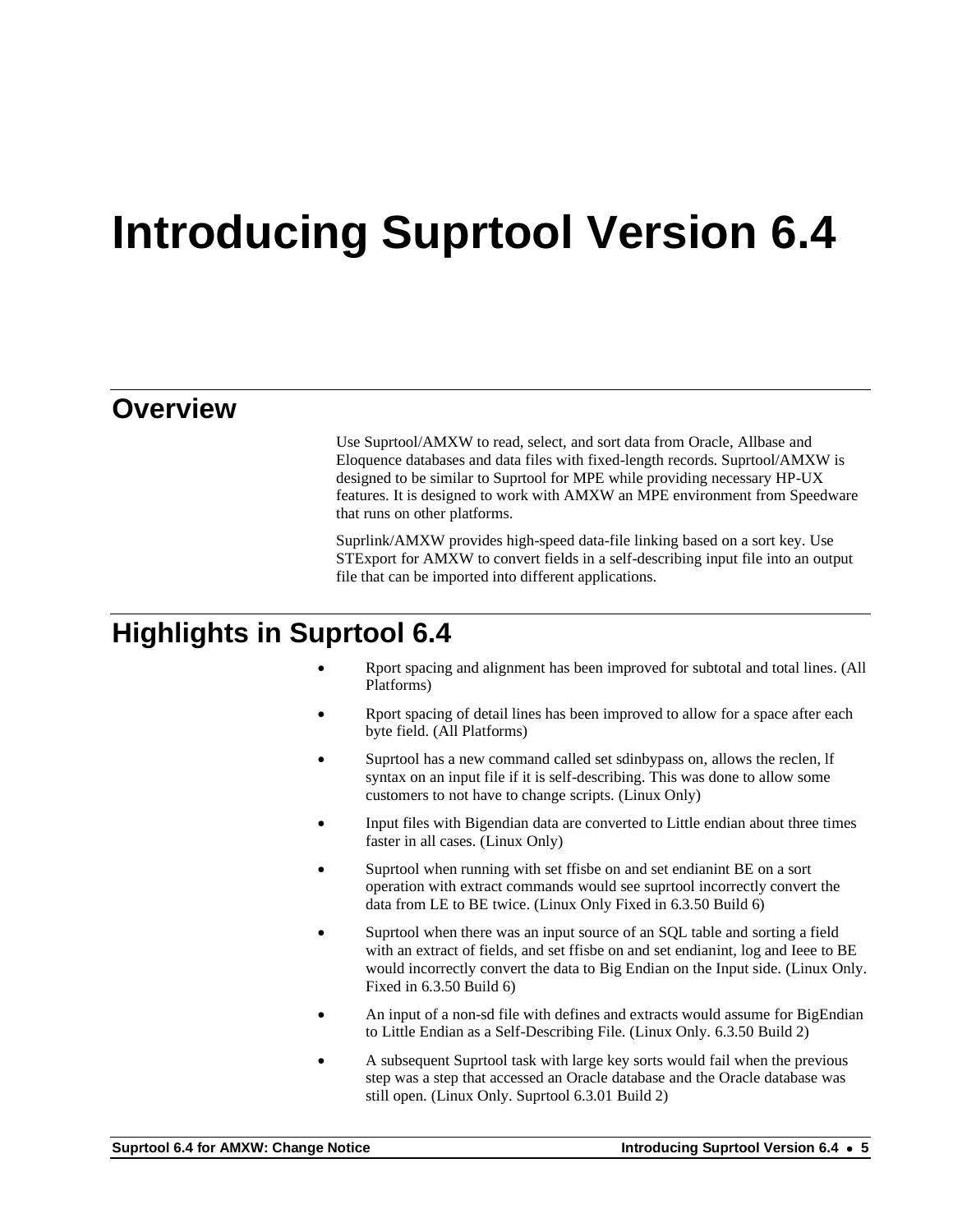# Introducing Suprtool Version 6.4

## Overview

Use Suprtool/AMXW to read, select, and sort data from Oracle, Allbase and Eloquence databases and data files with fixed-length records. Suprtool/AMXW is designed to be similar to Suprtool for MPE while providing necessary HP-UX features. It is designed to work with AMXW an MPE environment from Speedware that runs on other platforms.

Suprlink/AMXW provides high-speed data-file linking based on a sort key. Use STExport for AMXW to convert fields in a self-describing input file into an output file that can be imported into different applications.

## Highlights in Suprtool 6.4

- Rport spacing and alignment has been improved for subtotal and total lines. (All Platforms)
- Rport spacing of detail lines has been improved to allow for a space after each byte field. (All Platforms)
- Suprtool has a new command called set sdinbypass on, allows the reclen, lf syntax on an input file if it is self-describing. This was done to allow some customers to not have to change scripts. (Linux Only)
- Input files with Bigendian data are converted to Little endian about three times faster in all cases. (Linux Only)
- Suprtool when running with set ffisbe on and set endianint BE on a sort operation with extract commands would see suprtool incorrectly convert the data from LE to BE twice. (Linux Only Fixed in 6.3.50 Build 6)
- Suprtool when there was an input source of an SQL table and sorting a field with an extract of fields, and set ffisbe on and set endianint, log and Ieee to BE would incorrectly convert the data to Big Endian on the Input side. (Linux Only. Fixed in 6.3.50 Build 6)
- An input of a non-sd file with defines and extracts would assume for BigEndian to Little Endian as a Self-Describing File. (Linux Only. 6.3.50 Build 2)
- A subsequent Suprtool task with large key sorts would fail when the previous step was a step that accessed an Oracle database and the Oracle database was still open. (Linux Only. Suprtool 6.3.01 Build 2)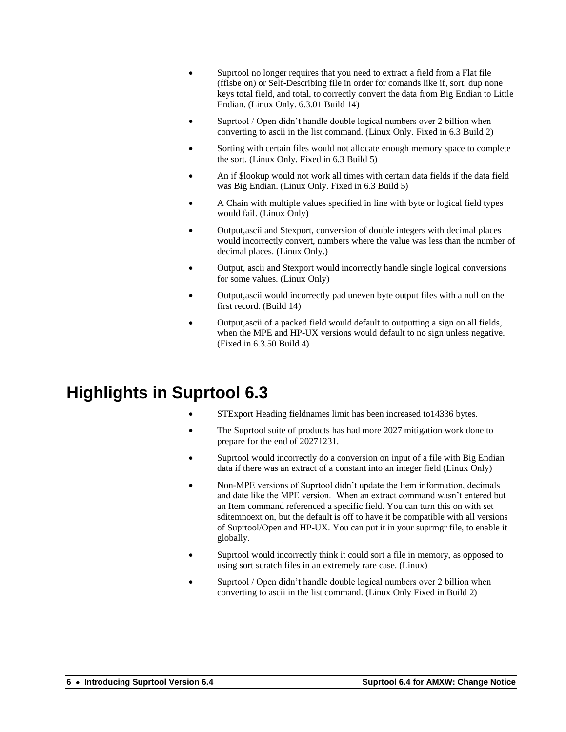- Suprtool no longer requires that you need to extract a field from a Flat file (ffisbe on) or Self-Describing file in order for comands like if, sort, dup none keys total field, and total, to correctly convert the data from Big Endian to Little Endian. (Linux Only. 6.3.01 Build 14)
- Suprtool / Open didn't handle double logical numbers over 2 billion when converting to ascii in the list command. (Linux Only. Fixed in 6.3 Build 2)
- Sorting with certain files would not allocate enough memory space to complete the sort. (Linux Only. Fixed in 6.3 Build 5)
- An if $lookup would not work all times with certain data fields if the data field was Big Endian. (Linux Only. Fixed in 6.3 Build 5)
- A Chain with multiple values specified in line with byte or logical field types would fail. (Linux Only)
- Output,ascii and Stexport, conversion of double integers with decimal places would incorrectly convert, numbers where the value was less than the number of decimal places. (Linux Only.)
- Output, ascii and Stexport would incorrectly handle single logical conversions for some values. (Linux Only)
- Output,ascii would incorrectly pad uneven byte output files with a null on the first record. (Build 14)
- Output,ascii of a packed field would default to outputting a sign on all fields, when the MPE and HP-UX versions would default to no sign unless negative. (Fixed in 6.3.50 Build 4)

# Highlights in Suprtool 6.3

- STExport Heading fieldnames limit has been increased to14336 bytes.
- The Suprtool suite of products has had more 2027 mitigation work done to prepare for the end of 20271231.
- Suprtool would incorrectly do a conversion on input of a file with Big Endian data if there was an extract of a constant into an integer field (Linux Only)
- Non-MPE versions of Suprtool didn't update the Item information, decimals and date like the MPE version. When an extract command wasn't entered but an Item command referenced a specific field. You can turn this on with set sditemnoext on, but the default is off to have it be compatible with all versions of Suprtool/Open and HP-UX. You can put it in your suprmgr file, to enable it globally.
- Suprtool would incorrectly think it could sort a file in memory, as opposed to using sort scratch files in an extremely rare case. (Linux)
- Suprtool / Open didn't handle double logical numbers over 2 billion when converting to ascii in the list command. (Linux Only Fixed in Build 2)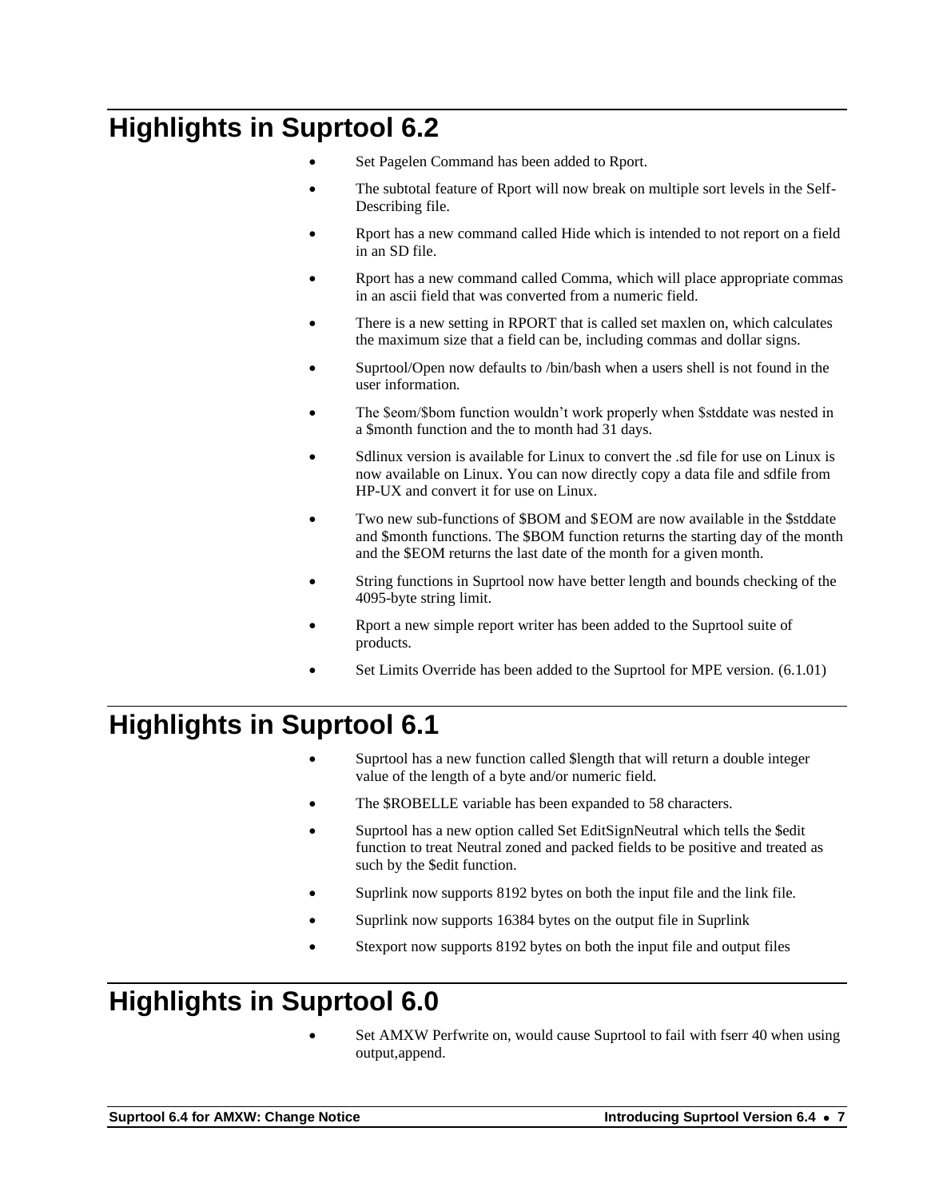# Highlights in Suprtool 6.2

- Set Pagelen Command has been added to Rport.
- The subtotal feature of Rport will now break on multiple sort levels in the Self-Describing file.
- Rport has a new command called Hide which is intended to not report on a field in an SD file.
- Rport has a new command called Comma, which will place appropriate commas in an ascii field that was converted from a numeric field.
- There is a new setting in RPORT that is called set maxlen on, which calculates the maximum size that a field can be, including commas and dollar signs.
- Suprtool/Open now defaults to /bin/bash when a users shell is not found in the user information.
- The $eom/$bom function wouldn't work properly when $stddate was nested in a $month function and the to month had 31 days.
- Sdlinux version is available for Linux to convert the .sd file for use on Linux is now available on Linux. You can now directly copy a data file and sdfile from HP-UX and convert it for use on Linux.
- Two new sub-functions of $BOM and $EOM are now available in the $stddate and $month functions. The $BOM function returns the starting day of the month and the $EOM returns the last date of the month for a given month.
- String functions in Suprtool now have better length and bounds checking of the 4095-byte string limit.
- Rport a new simple report writer has been added to the Suprtool suite of products.
- Set Limits Override has been added to the Suprtool for MPE version. (6.1.01)

# Highlights in Suprtool 6.1

- Suprtool has a new function called $length that will return a double integer value of the length of a byte and/or numeric field.
- The $ROBELLE variable has been expanded to 58 characters.
- Suprtool has a new option called Set EditSignNeutral which tells the $edit function to treat Neutral zoned and packed fields to be positive and treated as such by the $edit function.
- Suprlink now supports 8192 bytes on both the input file and the link file.
- Suprlink now supports 16384 bytes on the output file in Suprlink
- Stexport now supports 8192 bytes on both the input file and output files

# Highlights in Suprtool 6.0

- Set AMXW Perfwrite on, would cause Suprtool to fail with fserr 40 when using output,append.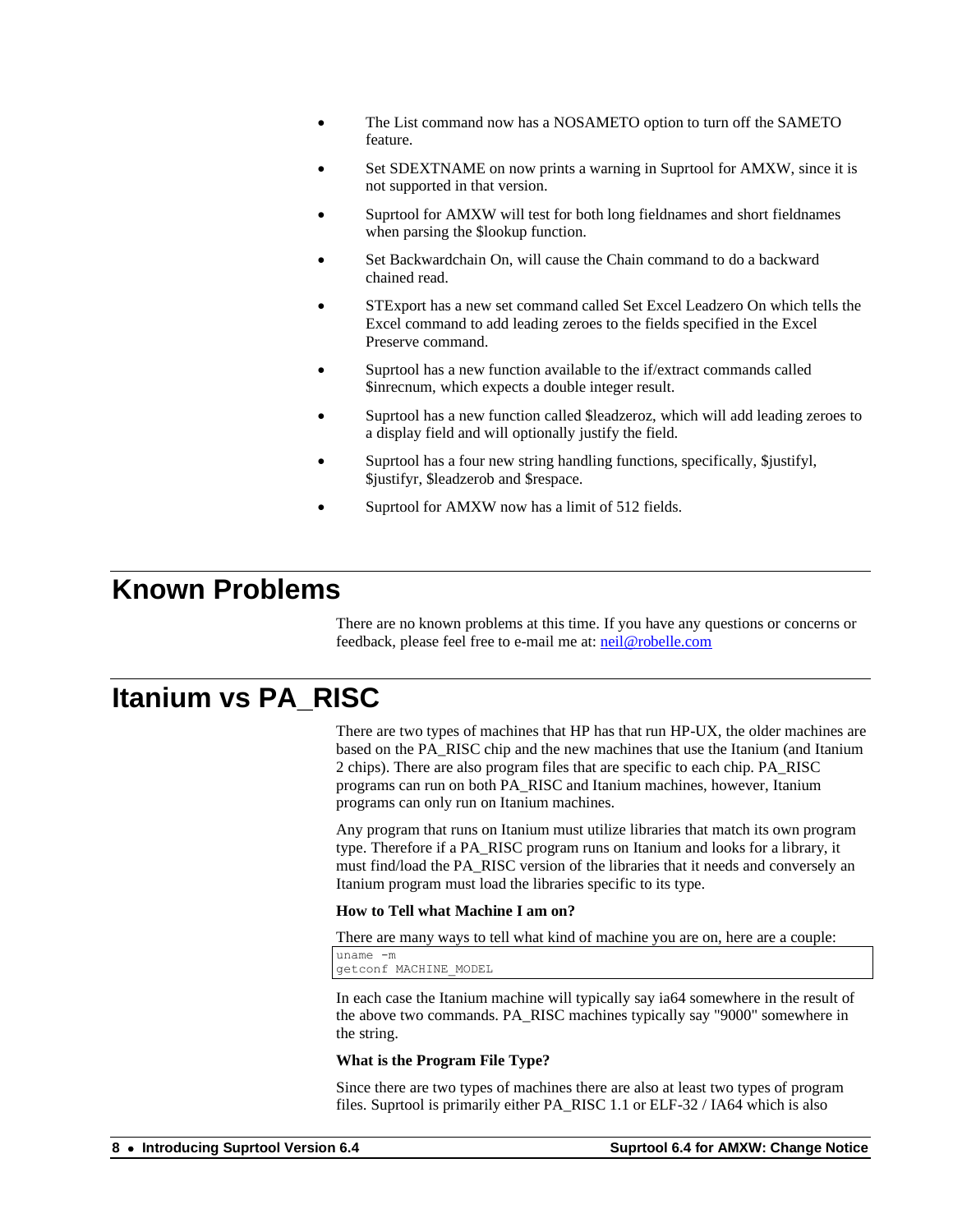- The List command now has a NOSAMETO option to turn off the SAMETO feature.
- Set SDEXTNAME on now prints a warning in Suprtool for AMXW, since it is not supported in that version.
- Suprtool for AMXW will test for both long fieldnames and short fieldnames when parsing the $lookup function.
- Set Backwardchain On, will cause the Chain command to do a backward chained read.
- STExport has a new set command called Set Excel Leadzero On which tells the Excel command to add leading zeroes to the fields specified in the Excel Preserve command.
- Suprtool has a new function available to the if/extract commands called $inrecnum, which expects a double integer result.
- Suprtool has a new function called $leadzeroz, which will add leading zeroes to a display field and will optionally justify the field.
- Suprtool has a four new string handling functions, specifically, $justifyl, $justifyr, $leadzerob and $respace.
- Suprtool for AMXW now has a limit of 512 fields.

# Known Problems

There are no known problems at this time. If you have any questions or concerns or feedback, please feel free to e-mail me at: [neil@robelle.com](mailto:neil@robelle.com)

# Itanium vs PA_RISC

There are two types of machines that HP has that run HP-UX, the older machines are based on the PA_RISC chip and the new machines that use the Itanium (and Itanium 2 chips). There are also program files that are specific to each chip. PA_RISC programs can run on both PA_RISC and Itanium machines, however, Itanium programs can only run on Itanium machines.

Any program that runs on Itanium must utilize libraries that match its own program type. Therefore if a PA_RISC program runs on Itanium and looks for a library, it must find/load the PA_RISC version of the libraries that it needs and conversely an Itanium program must load the libraries specific to its type.

**How to Tell what Machine I am on?**

There are many ways to tell what kind of machine you are on, here are a couple:

```
uname -m
getconf MACHINE_MODEL
```

In each case the Itanium machine will typically say ia64 somewhere in the result of the above two commands. PA_RISC machines typically say "9000" somewhere in the string.

**What is the Program File Type?**

Since there are two types of machines there are also at least two types of program files. Suprtool is primarily either PA_RISC 1.1 or ELF-32 / IA64 which is also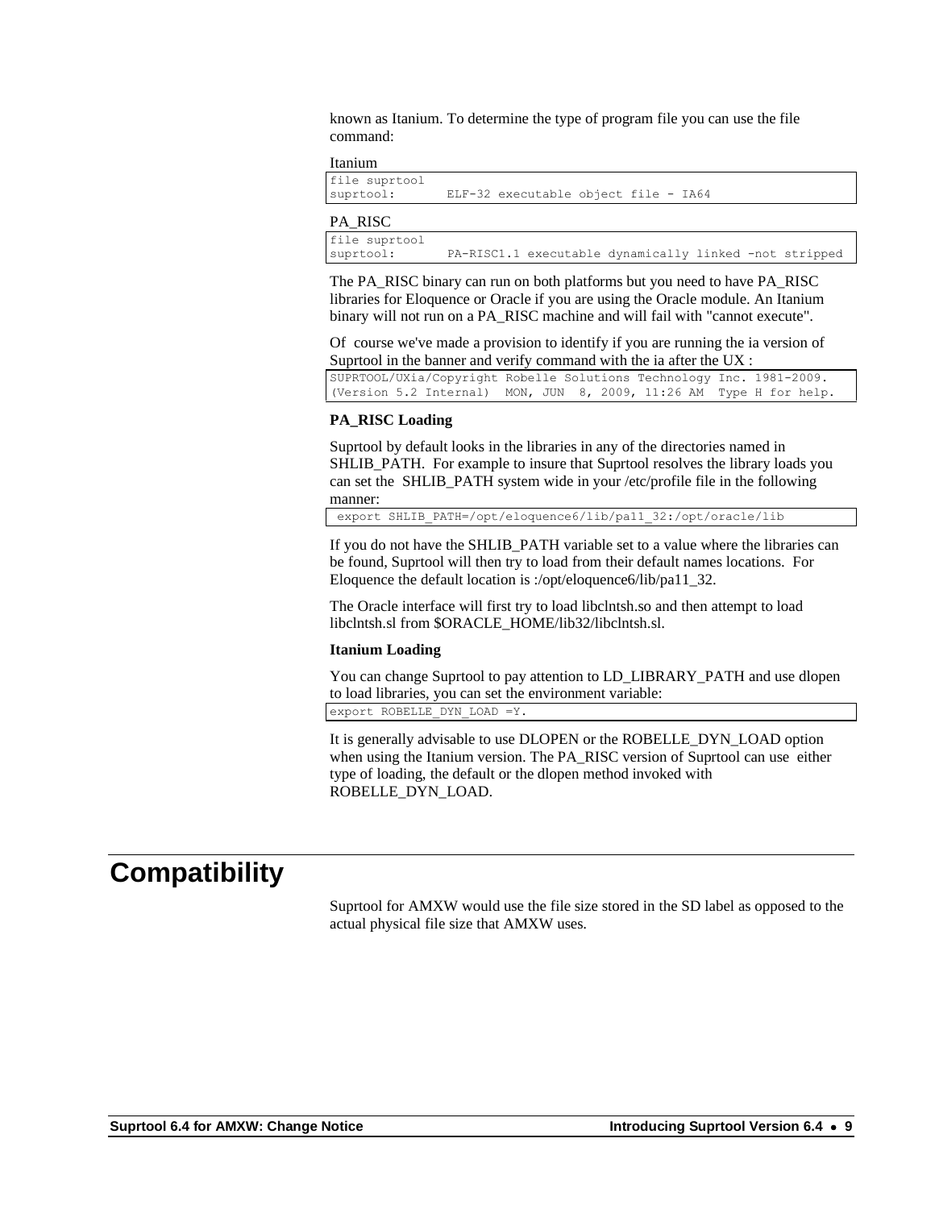known as Itanium. To determine the type of program file you can use the file command:

Itanium

```
file suprtool
suprtool:       ELF-32 executable object file - IA64
```

PA_RISC

```
file suprtool
suprtool:       PA-RISC1.1 executable dynamically linked -not stripped
```

The PA_RISC binary can run on both platforms but you need to have PA_RISC libraries for Eloquence or Oracle if you are using the Oracle module. An Itanium binary will not run on a PA_RISC machine and will fail with "cannot execute".

Of course we've made a provision to identify if you are running the ia version of Suprtool in the banner and verify command with the ia after the UX :

```
SUPRTOOL/UXia/Copyright Robelle Solutions Technology Inc. 1981-2009.
(Version 5.2 Internal)  MON, JUN  8, 2009, 11:26 AM  Type H for help.
```

**PA_RISC Loading**

Suprtool by default looks in the libraries in any of the directories named in SHLIB_PATH. For example to insure that Suprtool resolves the library loads you can set the SHLIB_PATH system wide in your /etc/profile file in the following manner:

```
 export SHLIB_PATH=/opt/eloquence6/lib/pa11_32:/opt/oracle/lib
```

If you do not have the SHLIB_PATH variable set to a value where the libraries can be found, Suprtool will then try to load from their default names locations. For Eloquence the default location is :/opt/eloquence6/lib/pa11_32.

The Oracle interface will first try to load libclntsh.so and then attempt to load libclntsh.sl from $ORACLE_HOME/lib32/libclntsh.sl.

**Itanium Loading**

You can change Suprtool to pay attention to LD_LIBRARY_PATH and use dlopen to load libraries, you can set the environment variable:

```
export ROBELLE_DYN_LOAD =Y.
```

It is generally advisable to use DLOPEN or the ROBELLE_DYN_LOAD option when using the Itanium version. The PA_RISC version of Suprtool can use either type of loading, the default or the dlopen method invoked with ROBELLE_DYN_LOAD.

# Compatibility

Suprtool for AMXW would use the file size stored in the SD label as opposed to the actual physical file size that AMXW uses.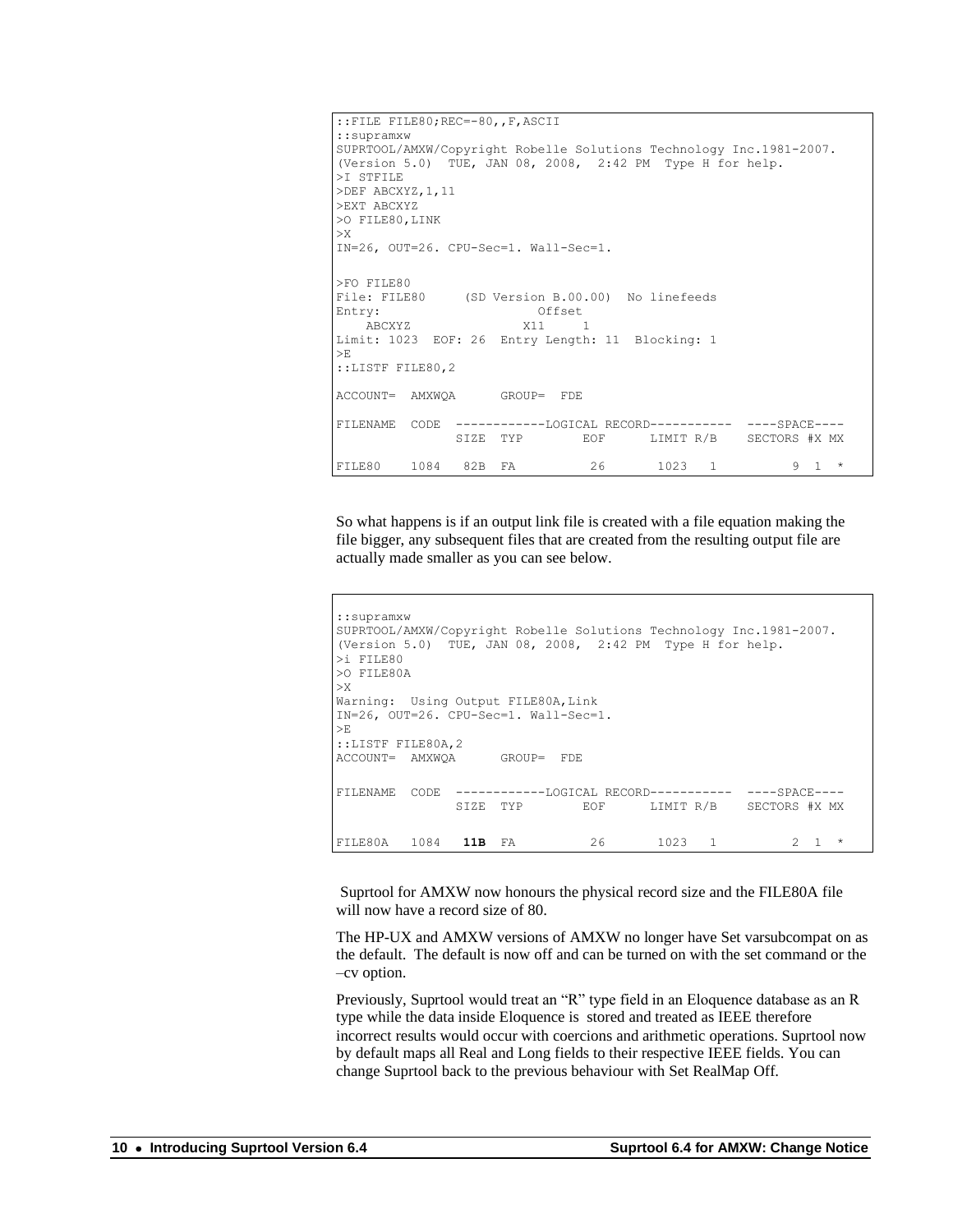```
::FILE FILE80;REC=-80,,F,ASCII
::supramxw
SUPRTOOL/AMXW/Copyright Robelle Solutions Technology Inc.1981-2007.
(Version 5.0)  TUE, JAN 08, 2008,  2:42 PM  Type H for help.
>I STFILE
>DEF ABCXYZ,1,11
>EXT ABCXYZ
>O FILE80,LINK
>X
IN=26, OUT=26. CPU-Sec=1. Wall-Sec=1.

>FO FILE80
File: FILE80     (SD Version B.00.00)  No linefeeds
Entry:                     Offset
   ABCXYZ               X11     1
Limit: 1023  EOF: 26  Entry Length: 11  Blocking: 1
>E
::LISTF FILE80,2

ACCOUNT=  AMXWQA      GROUP=  FDE

FILENAME  CODE  ------------LOGICAL RECORD-----------  ----SPACE----
                  SIZE  TYP        EOF      LIMIT R/B    SECTORS #X MX

FILE80    1084   82B  FA          26       1023   1          9  1  *
```

So what happens is if an output link file is created with a file equation making the file bigger, any subsequent files that are created from the resulting output file are actually made smaller as you can see below.

```
::supramxw
SUPRTOOL/AMXW/Copyright Robelle Solutions Technology Inc.1981-2007.
(Version 5.0)  TUE, JAN 08, 2008,  2:42 PM  Type H for help.
>i FILE80
>O FILE80A
>X
Warning:  Using Output FILE80A,Link
IN=26, OUT=26. CPU-Sec=1. Wall-Sec=1.
>E
::LISTF FILE80A,2
ACCOUNT=  AMXWQA      GROUP=  FDE

FILENAME  CODE  ------------LOGICAL RECORD-----------  ----SPACE----
                  SIZE  TYP        EOF      LIMIT R/B    SECTORS #X MX


FILE80A   1084   11B  FA          26       1023   1          2  1  *
```

Suprtool for AMXW now honours the physical record size and the FILE80A file will now have a record size of 80.

The HP-UX and AMXW versions of AMXW no longer have Set varsubcompat on as the default. The default is now off and can be turned on with the set command or the –cv option.

Previously, Suprtool would treat an "R" type field in an Eloquence database as an R type while the data inside Eloquence is stored and treated as IEEE therefore incorrect results would occur with coercions and arithmetic operations. Suprtool now by default maps all Real and Long fields to their respective IEEE fields. You can change Suprtool back to the previous behaviour with Set RealMap Off.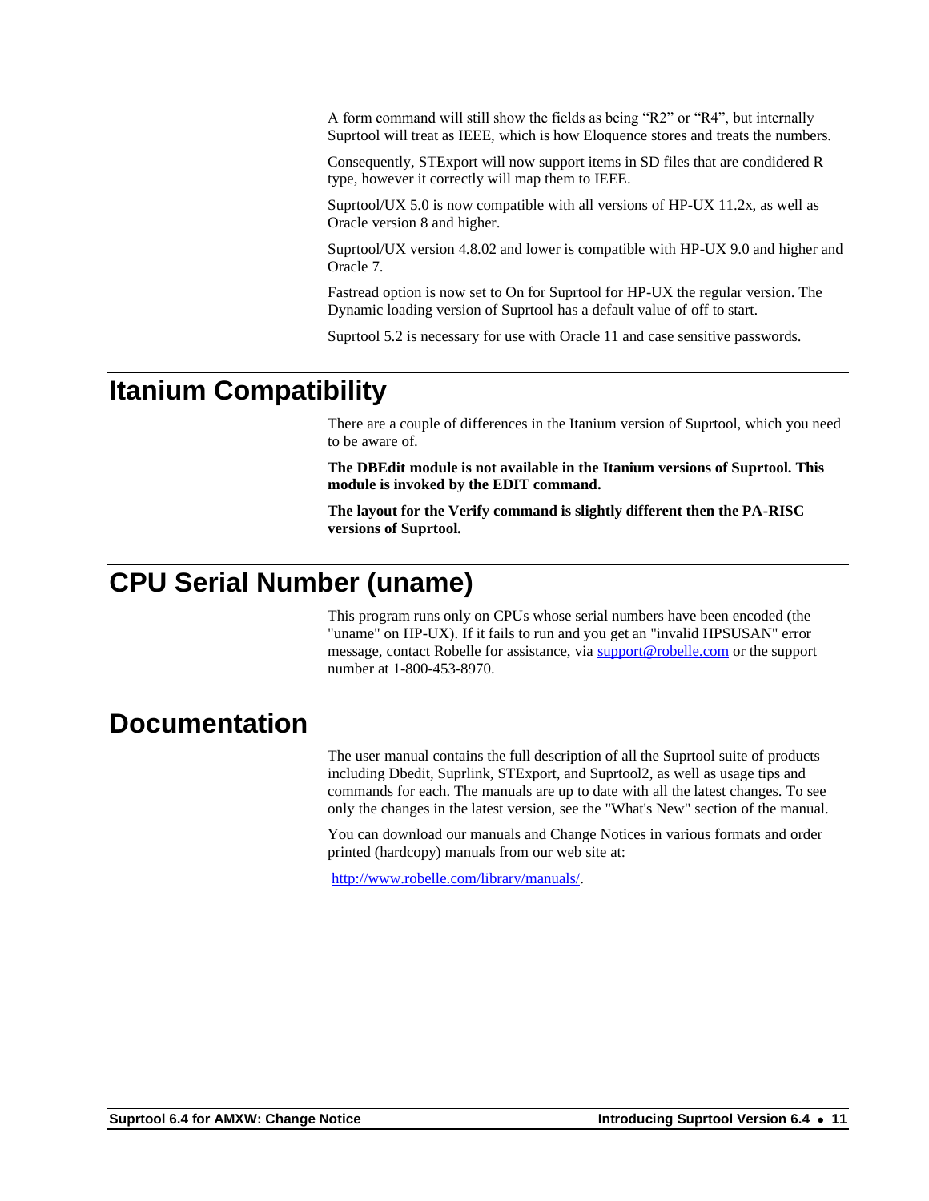A form command will still show the fields as being “R2” or “R4”, but internally Suprtool will treat as IEEE, which is how Eloquence stores and treats the numbers.

Consequently, STExport will now support items in SD files that are condidered R type, however it correctly will map them to IEEE.

Suprtool/UX 5.0 is now compatible with all versions of HP-UX 11.2x, as well as Oracle version 8 and higher.

Suprtool/UX version 4.8.02 and lower is compatible with HP-UX 9.0 and higher and Oracle 7.

Fastread option is now set to On for Suprtool for HP-UX the regular version. The Dynamic loading version of Suprtool has a default value of off to start.

Suprtool 5.2 is necessary for use with Oracle 11 and case sensitive passwords.

# Itanium Compatibility

There are a couple of differences in the Itanium version of Suprtool, which you need to be aware of.

**The DBEdit module is not available in the Itanium versions of Suprtool. This module is invoked by the EDIT command.**

**The layout for the Verify command is slightly different then the PA-RISC versions of Suprtool.**

# CPU Serial Number (uname)

This program runs only on CPUs whose serial numbers have been encoded (the "uname" on HP-UX). If it fails to run and you get an "invalid HPSUSAN" error message, contact Robelle for assistance, via support@robelle.com or the support number at 1-800-453-8970.

# Documentation

The user manual contains the full description of all the Suprtool suite of products including Dbedit, Suprlink, STExport, and Suprtool2, as well as usage tips and commands for each. The manuals are up to date with all the latest changes. To see only the changes in the latest version, see the "What's New" section of the manual.

You can download our manuals and Change Notices in various formats and order printed (hardcopy) manuals from our web site at:

http://www.robelle.com/library/manuals/.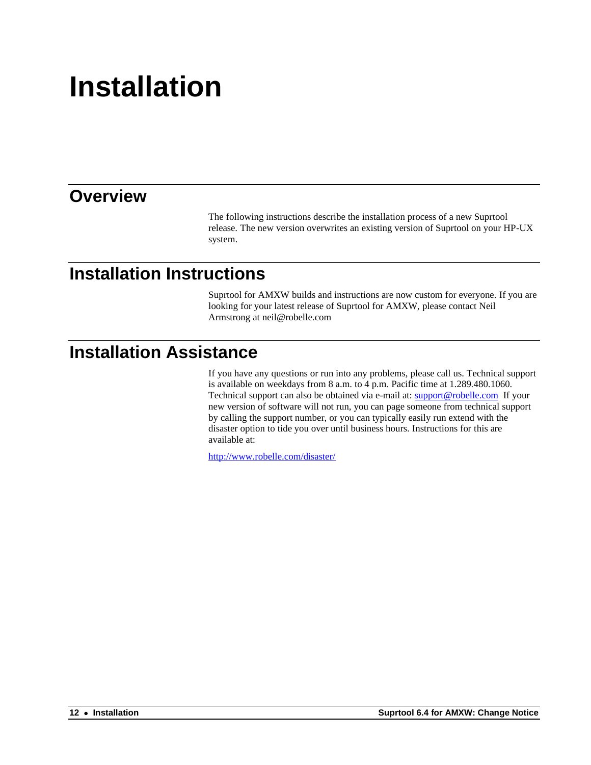# Installation

## Overview

The following instructions describe the installation process of a new Suprtool release. The new version overwrites an existing version of Suprtool on your HP-UX system.

## Installation Instructions

Suprtool for AMXW builds and instructions are now custom for everyone. If you are looking for your latest release of Suprtool for AMXW, please contact Neil Armstrong at neil@robelle.com

## Installation Assistance

If you have any questions or run into any problems, please call us. Technical support is available on weekdays from 8 a.m. to 4 p.m. Pacific time at 1.289.480.1060. Technical support can also be obtained via e-mail at: support@robelle.com If your new version of software will not run, you can page someone from technical support by calling the support number, or you can typically easily run extend with the disaster option to tide you over until business hours. Instructions for this are available at:

http://www.robelle.com/disaster/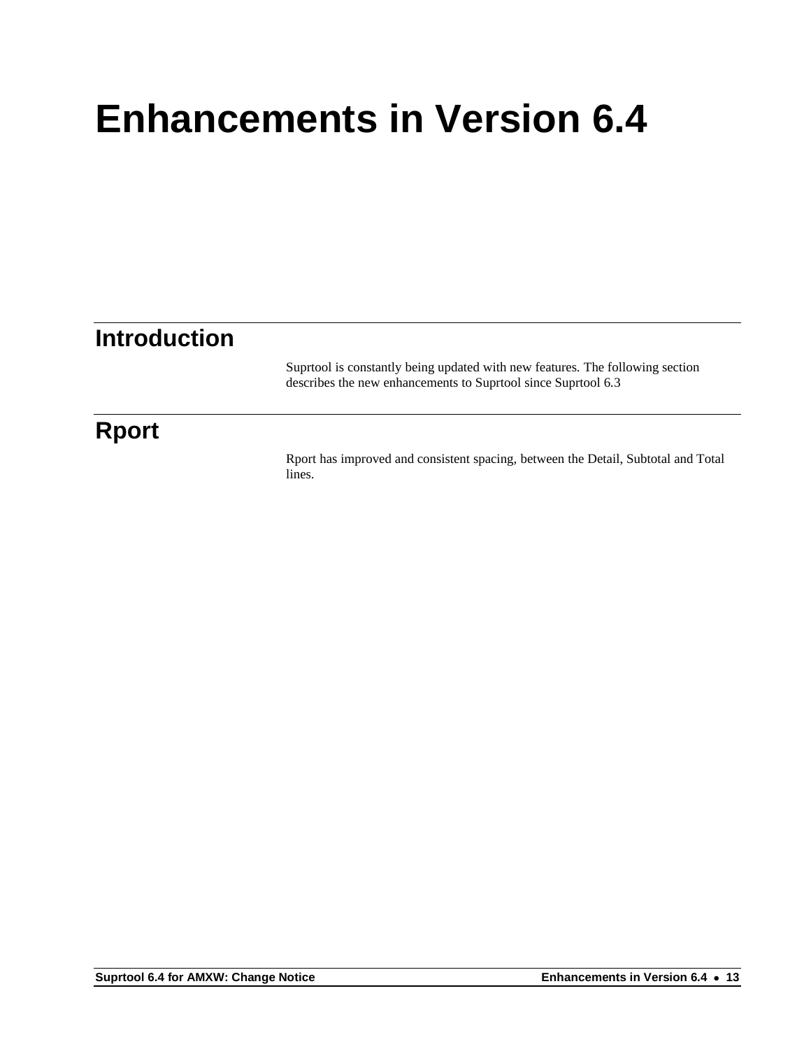# Enhancements in Version 6.4

## Introduction

Suprtool is constantly being updated with new features. The following section describes the new enhancements to Suprtool since Suprtool 6.3

## Rport

Rport has improved and consistent spacing, between the Detail, Subtotal and Total lines.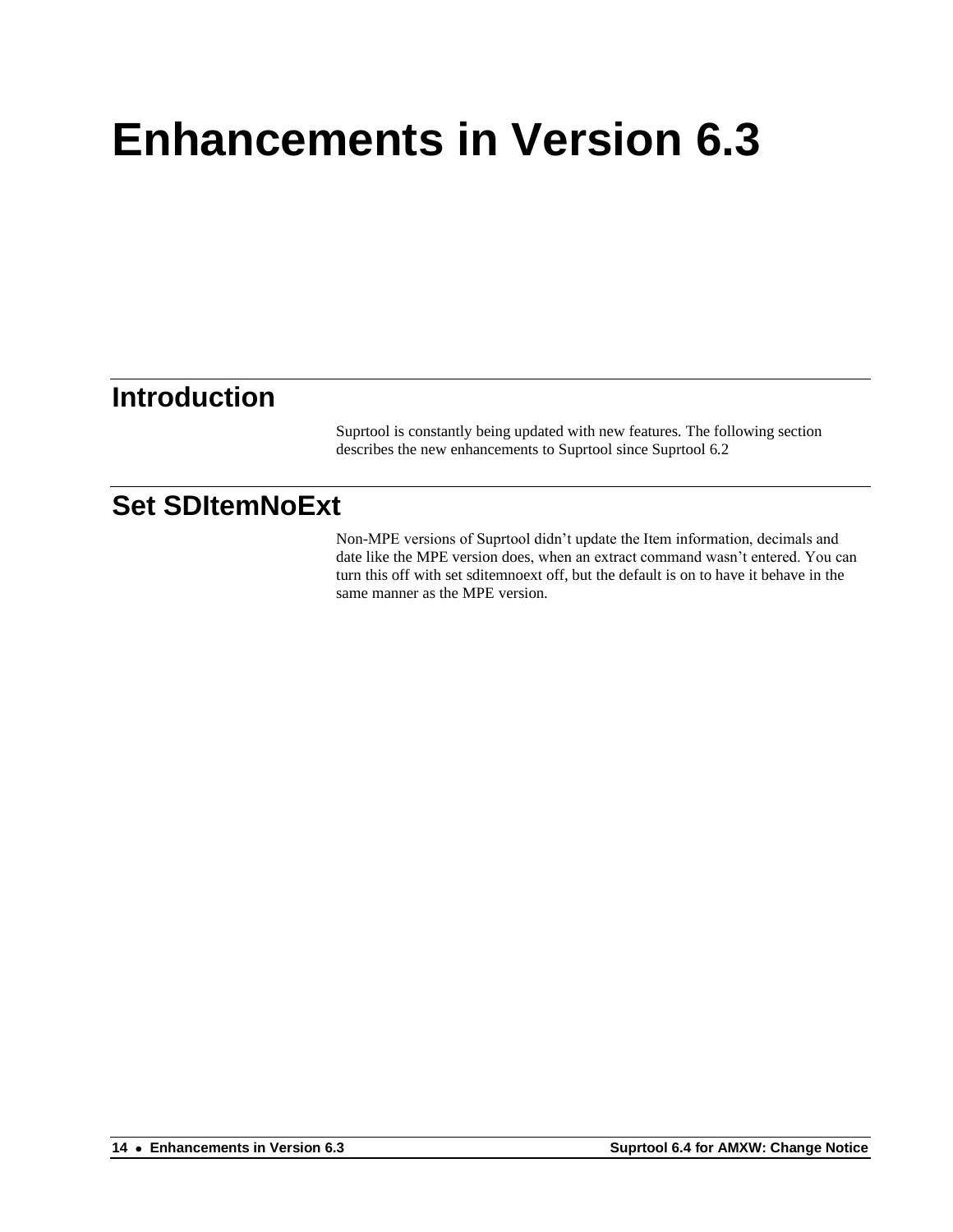# Enhancements in Version 6.3

## Introduction

Suprtool is constantly being updated with new features. The following section describes the new enhancements to Suprtool since Suprtool 6.2

## Set SDItemNoExt

Non-MPE versions of Suprtool didn't update the Item information, decimals and date like the MPE version does, when an extract command wasn't entered. You can turn this off with set sditemnoext off, but the default is on to have it behave in the same manner as the MPE version.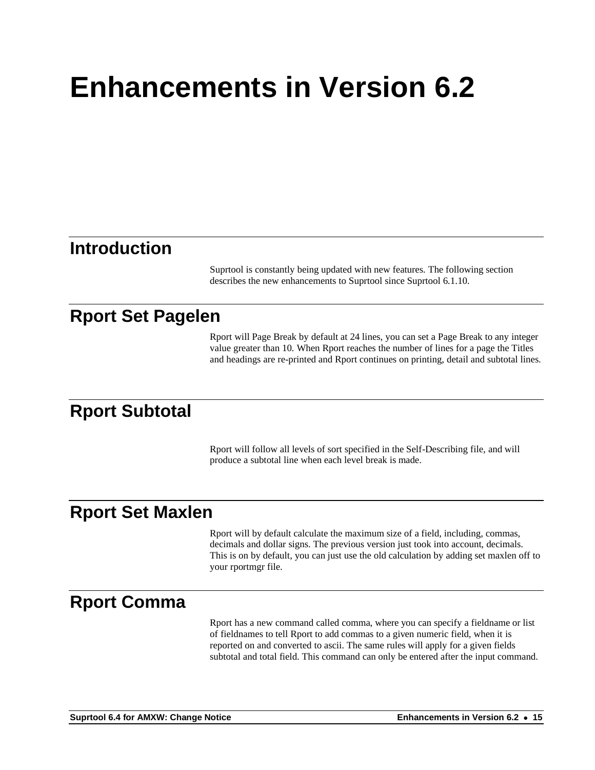# Enhancements in Version 6.2

## Introduction

Suprtool is constantly being updated with new features. The following section describes the new enhancements to Suprtool since Suprtool 6.1.10.

## Rport Set Pagelen

Rport will Page Break by default at 24 lines, you can set a Page Break to any integer value greater than 10. When Rport reaches the number of lines for a page the Titles and headings are re-printed and Rport continues on printing, detail and subtotal lines.

## Rport Subtotal

Rport will follow all levels of sort specified in the Self-Describing file, and will produce a subtotal line when each level break is made.

## Rport Set Maxlen

Rport will by default calculate the maximum size of a field, including, commas, decimals and dollar signs. The previous version just took into account, decimals. This is on by default, you can just use the old calculation by adding set maxlen off to your rportmgr file.

## Rport Comma

Rport has a new command called comma, where you can specify a fieldname or list of fieldnames to tell Rport to add commas to a given numeric field, when it is reported on and converted to ascii. The same rules will apply for a given fields subtotal and total field. This command can only be entered after the input command.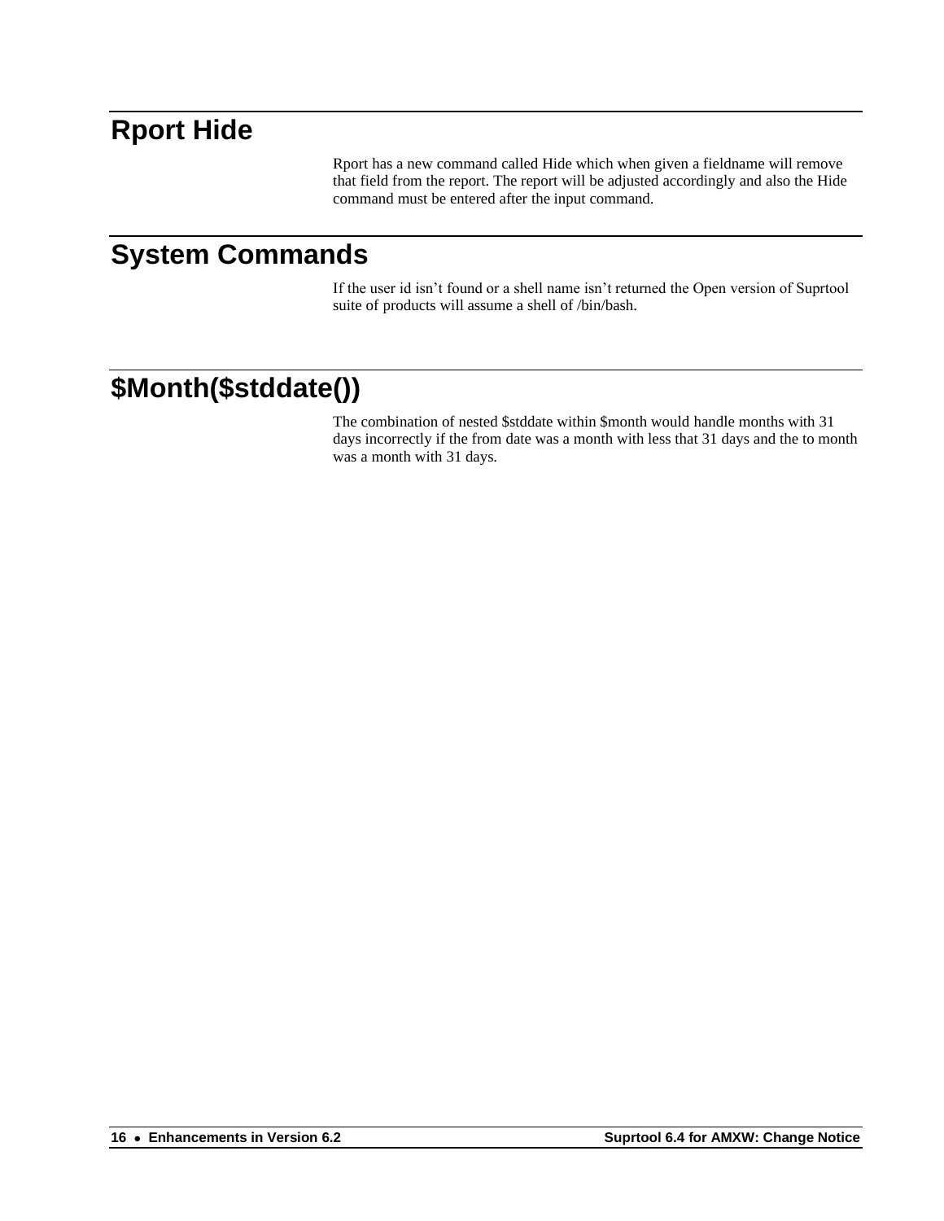# Rport Hide

Rport has a new command called Hide which when given a fieldname will remove that field from the report. The report will be adjusted accordingly and also the Hide command must be entered after the input command.

# System Commands

If the user id isn't found or a shell name isn't returned the Open version of Suprtool suite of products will assume a shell of /bin/bash.

# $Month($stddate())

The combination of nested $stddate within $month would handle months with 31 days incorrectly if the from date was a month with less that 31 days and the to month was a month with 31 days.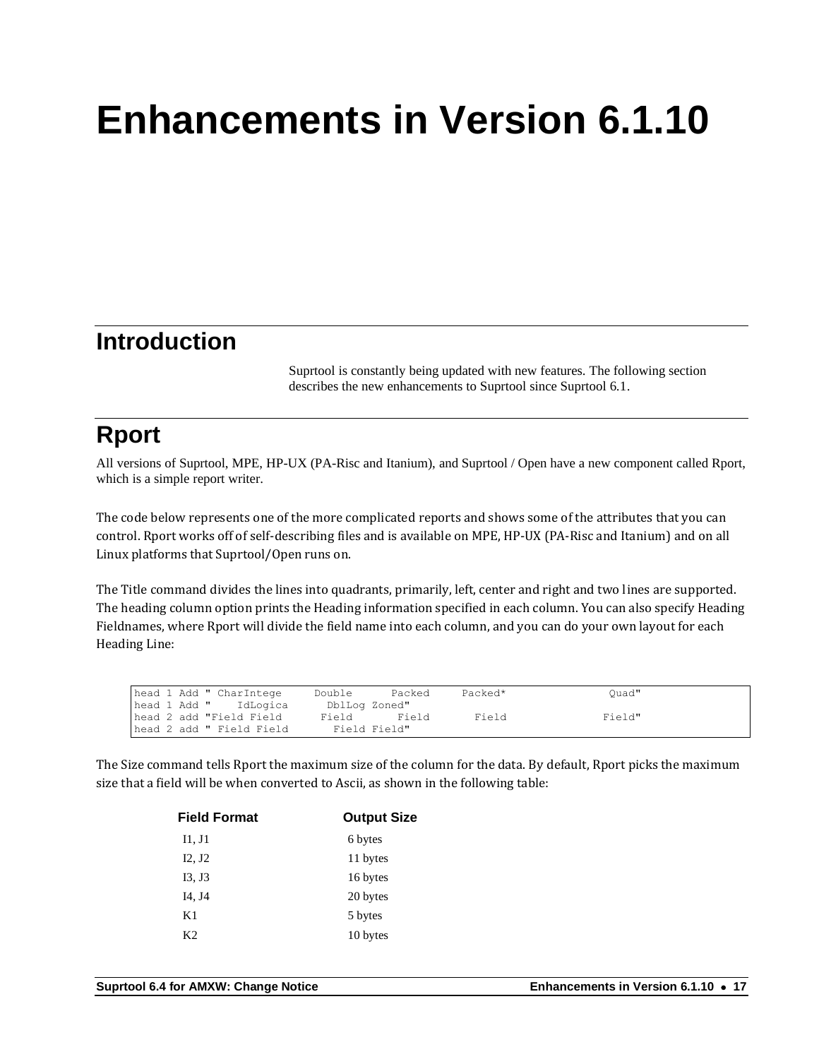# Enhancements in Version 6.1.10

## Introduction

Suprtool is constantly being updated with new features. The following section describes the new enhancements to Suprtool since Suprtool 6.1.

## Rport

All versions of Suprtool, MPE, HP-UX (PA-Risc and Itanium), and Suprtool / Open have a new component called Rport, which is a simple report writer.

The code below represents one of the more complicated reports and shows some of the attributes that you can control. Rport works off of self-describing files and is available on MPE, HP-UX (PA-Risc and Itanium) and on all Linux platforms that Suprtool/Open runs on.

The Title command divides the lines into quadrants, primarily, left, center and right and two lines are supported. The heading column option prints the Heading information specified in each column. You can also specify Heading Fieldnames, where Rport will divide the field name into each column, and you can do your own layout for each Heading Line:

```
head 1 Add " CharIntege     Double      Packed     Packed*              Quad"
head 1 Add "    IdLogica      DblLog Zoned"
head 2 add "Field Field      Field       Field       Field              Field"
head 2 add " Field Field       Field Field"
```

The Size command tells Rport the maximum size of the column for the data. By default, Rport picks the maximum size that a field will be when converted to Ascii, as shown in the following table:

| Field Format | Output Size |
| --- | --- |
| I1, J1 | 6 bytes |
| I2, J2 | 11 bytes |
| I3, J3 | 16 bytes |
| I4, J4 | 20 bytes |
| K1 | 5 bytes |
| K2 | 10 bytes |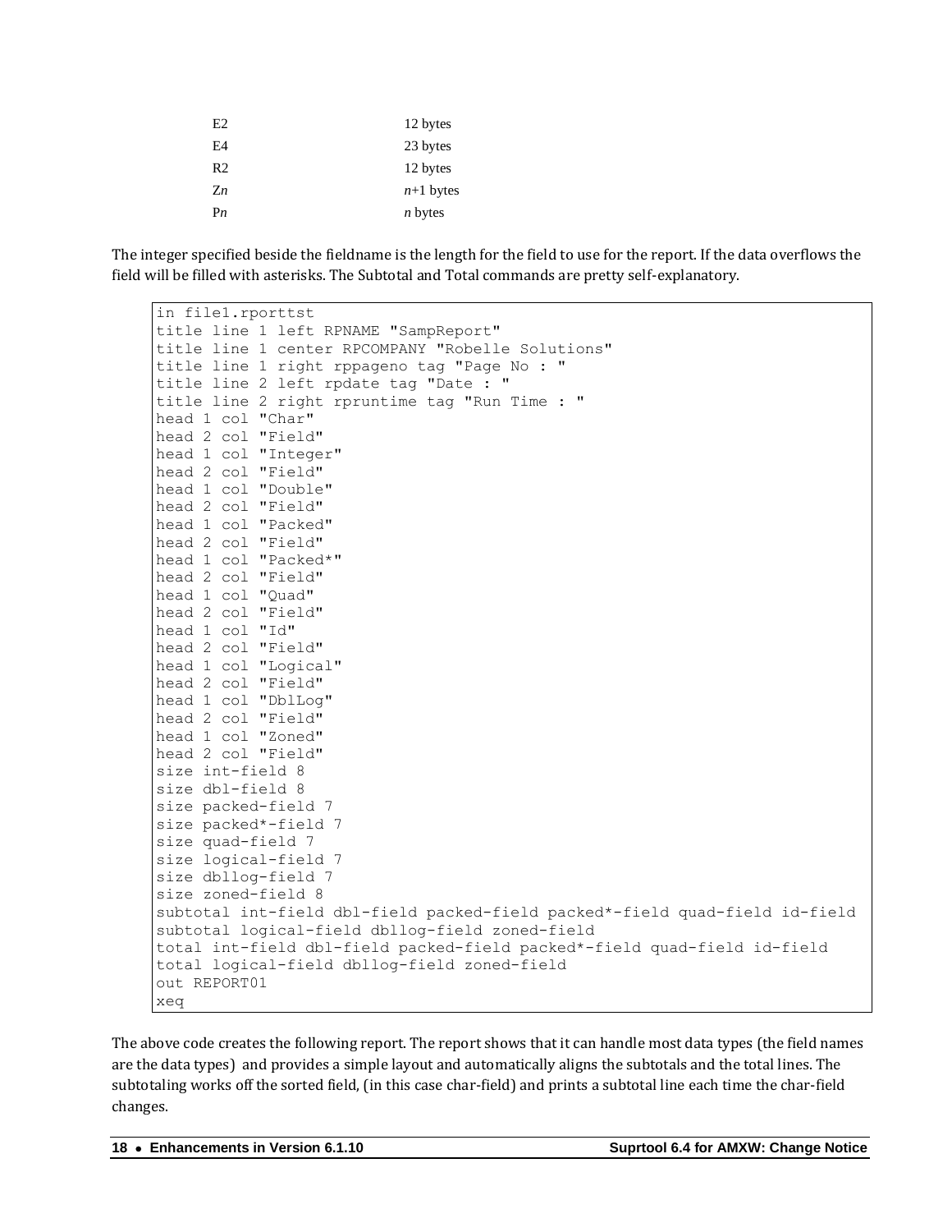| | |
|---|---|
| E2 | 12 bytes |
| E4 | 23 bytes |
| R2 | 12 bytes |
| Z*n* | *n*+1 bytes |
| P*n* | *n* bytes |

The integer specified beside the fieldname is the length for the field to use for the report. If the data overflows the field will be filled with asterisks. The Subtotal and Total commands are pretty self-explanatory.

```
in file1.rporttst
title line 1 left RPNAME "SampReport"
title line 1 center RPCOMPANY "Robelle Solutions"
title line 1 right rppageno tag "Page No : "
title line 2 left rpdate tag "Date : "
title line 2 right rpruntime tag "Run Time : "
head 1 col "Char"
head 2 col "Field"
head 1 col "Integer"
head 2 col "Field"
head 1 col "Double"
head 2 col "Field"
head 1 col "Packed"
head 2 col "Field"
head 1 col "Packed*"
head 2 col "Field"
head 1 col "Quad"
head 2 col "Field"
head 1 col "Id"
head 2 col "Field"
head 1 col "Logical"
head 2 col "Field"
head 1 col "DblLog"
head 2 col "Field"
head 1 col "Zoned"
head 2 col "Field"
size int-field 8
size dbl-field 8
size packed-field 7
size packed*-field 7
size quad-field 7
size logical-field 7
size dbllog-field 7
size zoned-field 8
subtotal int-field dbl-field packed-field packed*-field quad-field id-field
subtotal logical-field dbllog-field zoned-field
total int-field dbl-field packed-field packed*-field quad-field id-field
total logical-field dbllog-field zoned-field
out REPORT01
xeq
```

The above code creates the following report. The report shows that it can handle most data types (the field names are the data types) and provides a simple layout and automatically aligns the subtotals and the total lines. The subtotaling works off the sorted field, (in this case char-field) and prints a subtotal line each time the char-field changes.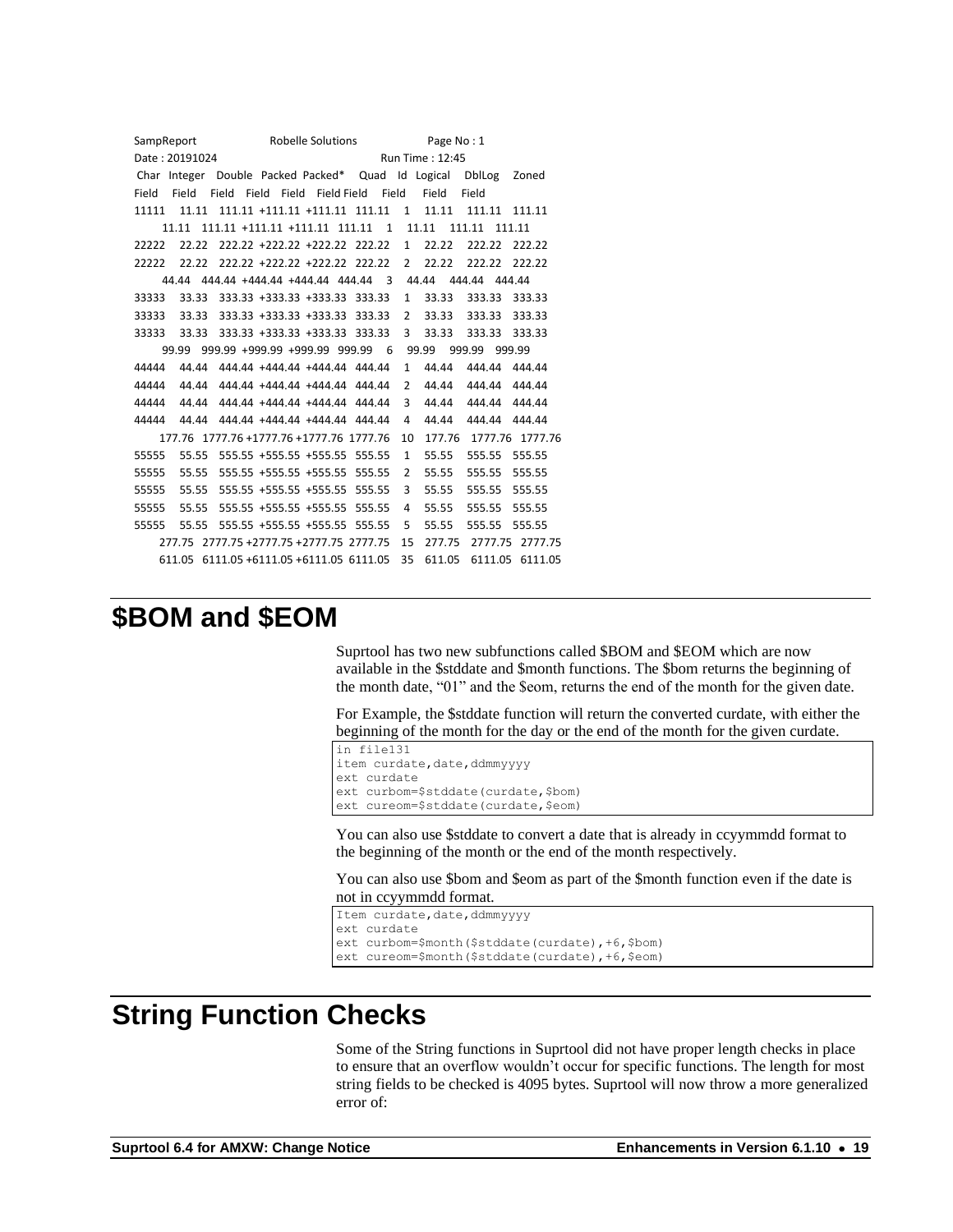```
SampReport                Robelle Solutions               Page No : 1
Date : 20191024                                   Run Time : 12:45
 Char  Integer  Double  Packed  Packed*   Quad   Id  Logical   DblLog   Zoned
Field   Field   Field   Field   Field   Field Field   Field     Field    Field
11111    11.11   111.11 +111.11 +111.11  111.11   1   11.11    111.11   111.11
         11.11   111.11 +111.11 +111.11  111.11   1   11.11    111.11   111.11
22222    22.22   222.22 +222.22 +222.22  222.22   1   22.22    222.22   222.22
22222    22.22   222.22 +222.22 +222.22  222.22   2   22.22    222.22   222.22
         44.44   444.44 +444.44 +444.44  444.44   3   44.44    444.44   444.44
33333    33.33   333.33 +333.33 +333.33  333.33   1   33.33    333.33   333.33
33333    33.33   333.33 +333.33 +333.33  333.33   2   33.33    333.33   333.33
33333    33.33   333.33 +333.33 +333.33  333.33   3   33.33    333.33   333.33
         99.99   999.99 +999.99 +999.99  999.99   6   99.99    999.99   999.99
44444    44.44   444.44 +444.44 +444.44  444.44   1   44.44    444.44   444.44
44444    44.44   444.44 +444.44 +444.44  444.44   2   44.44    444.44   444.44
44444    44.44   444.44 +444.44 +444.44  444.44   3   44.44    444.44   444.44
44444    44.44   444.44 +444.44 +444.44  444.44   4   44.44    444.44   444.44
        177.76  1777.76 +1777.76 +1777.76 1777.76 10  177.76   1777.76  1777.76
55555    55.55   555.55 +555.55 +555.55  555.55   1   55.55    555.55   555.55
55555    55.55   555.55 +555.55 +555.55  555.55   2   55.55    555.55   555.55
55555    55.55   555.55 +555.55 +555.55  555.55   3   55.55    555.55   555.55
55555    55.55   555.55 +555.55 +555.55  555.55   4   55.55    555.55   555.55
55555    55.55   555.55 +555.55 +555.55  555.55   5   55.55    555.55   555.55
        277.75  2777.75 +2777.75 +2777.75 2777.75 15  277.75   2777.75  2777.75
        611.05  6111.05 +6111.05 +6111.05 6111.05 35  611.05   6111.05  6111.05
```

# $BOM and $EOM

Suprtool has two new subfunctions called $BOM and $EOM which are now available in the $stddate and $month functions. The $bom returns the beginning of the month date, "01" and the $eom, returns the end of the month for the given date.

For Example, the $stddate function will return the converted curdate, with either the beginning of the month for the day or the end of the month for the given curdate.

```
in file131
item curdate,date,ddmmyyyy
ext curdate
ext curbom=$stddate(curdate,$bom)
ext cureom=$stddate(curdate,$eom)
```

You can also use $stddate to convert a date that is already in ccyymmdd format to the beginning of the month or the end of the month respectively.

You can also use $bom and $eom as part of the $month function even if the date is not in ccyymmdd format.

```
Item curdate,date,ddmmyyyy
ext curdate
ext curbom=$month($stddate(curdate),+6,$bom)
ext cureom=$month($stddate(curdate),+6,$eom)
```

# String Function Checks

Some of the String functions in Suprtool did not have proper length checks in place to ensure that an overflow wouldn't occur for specific functions. The length for most string fields to be checked is 4095 bytes. Suprtool will now throw a more generalized error of: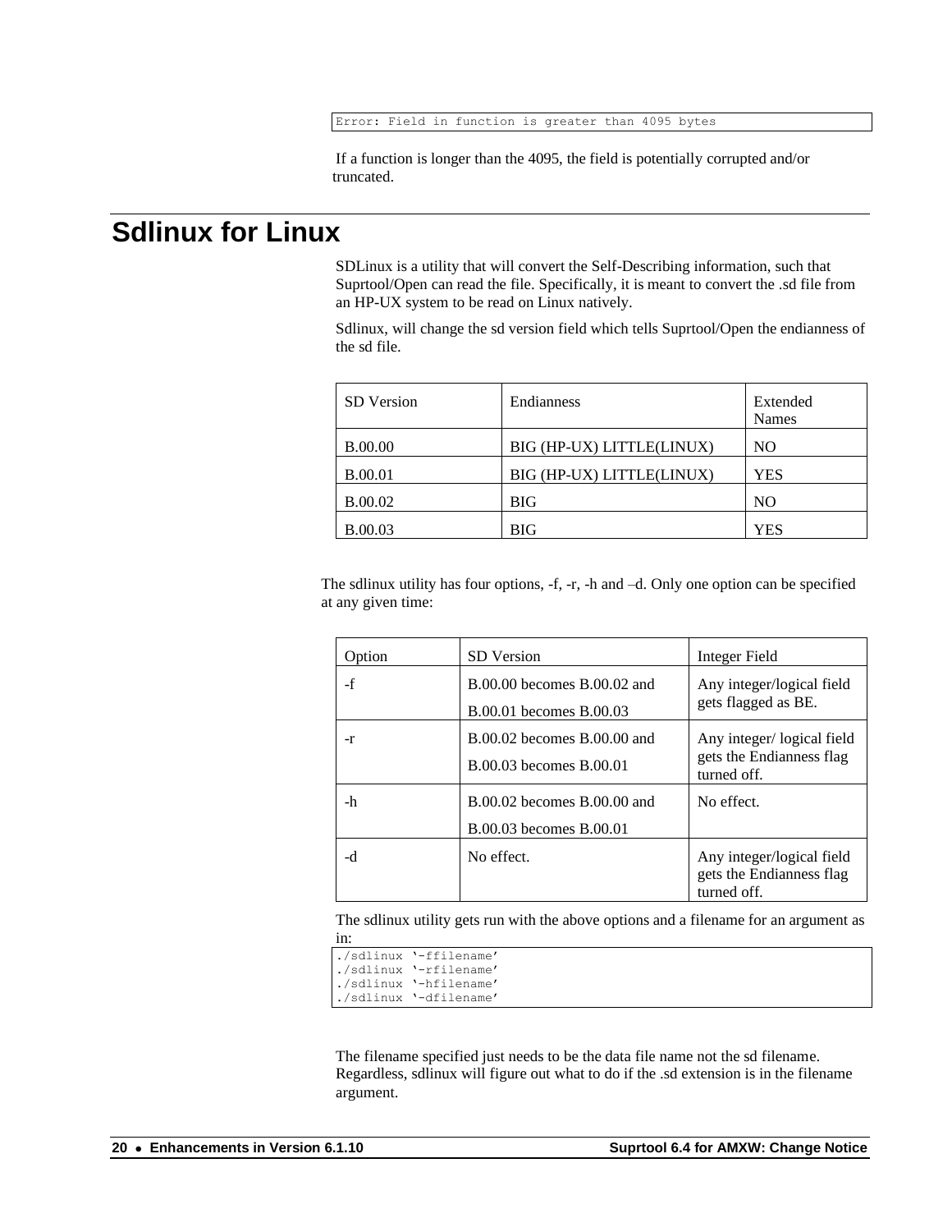```
Error: Field in function is greater than 4095 bytes
```

If a function is longer than the 4095, the field is potentially corrupted and/or truncated.

# Sdlinux for Linux

SDLinux is a utility that will convert the Self-Describing information, such that Suprtool/Open can read the file. Specifically, it is meant to convert the .sd file from an HP-UX system to be read on Linux natively.

Sdlinux, will change the sd version field which tells Suprtool/Open the endianness of the sd file.

| SD Version | Endianness | Extended Names |
|---|---|---|
| B.00.00 | BIG (HP-UX) LITTLE(LINUX) | NO |
| B.00.01 | BIG (HP-UX) LITTLE(LINUX) | YES |
| B.00.02 | BIG | NO |
| B.00.03 | BIG | YES |

The sdlinux utility has four options, -f, -r, -h and –d. Only one option can be specified at any given time:

| Option | SD Version | Integer Field |
|---|---|---|
| -f | B.00.00 becomes B.00.02 and B.00.01 becomes B.00.03 | Any integer/logical field gets flagged as BE. |
| -r | B.00.02 becomes B.00.00 and B.00.03 becomes B.00.01 | Any integer/ logical field gets the Endianness flag turned off. |
| -h | B.00.02 becomes B.00.00 and B.00.03 becomes B.00.01 | No effect. |
| -d | No effect. | Any integer/logical field gets the Endianness flag turned off. |

The sdlinux utility gets run with the above options and a filename for an argument as in:

```
./sdlinux '-ffilename'
./sdlinux '-rfilename'
./sdlinux '-hfilename'
./sdlinux '-dfilename'
```

The filename specified just needs to be the data file name not the sd filename. Regardless, sdlinux will figure out what to do if the .sd extension is in the filename argument.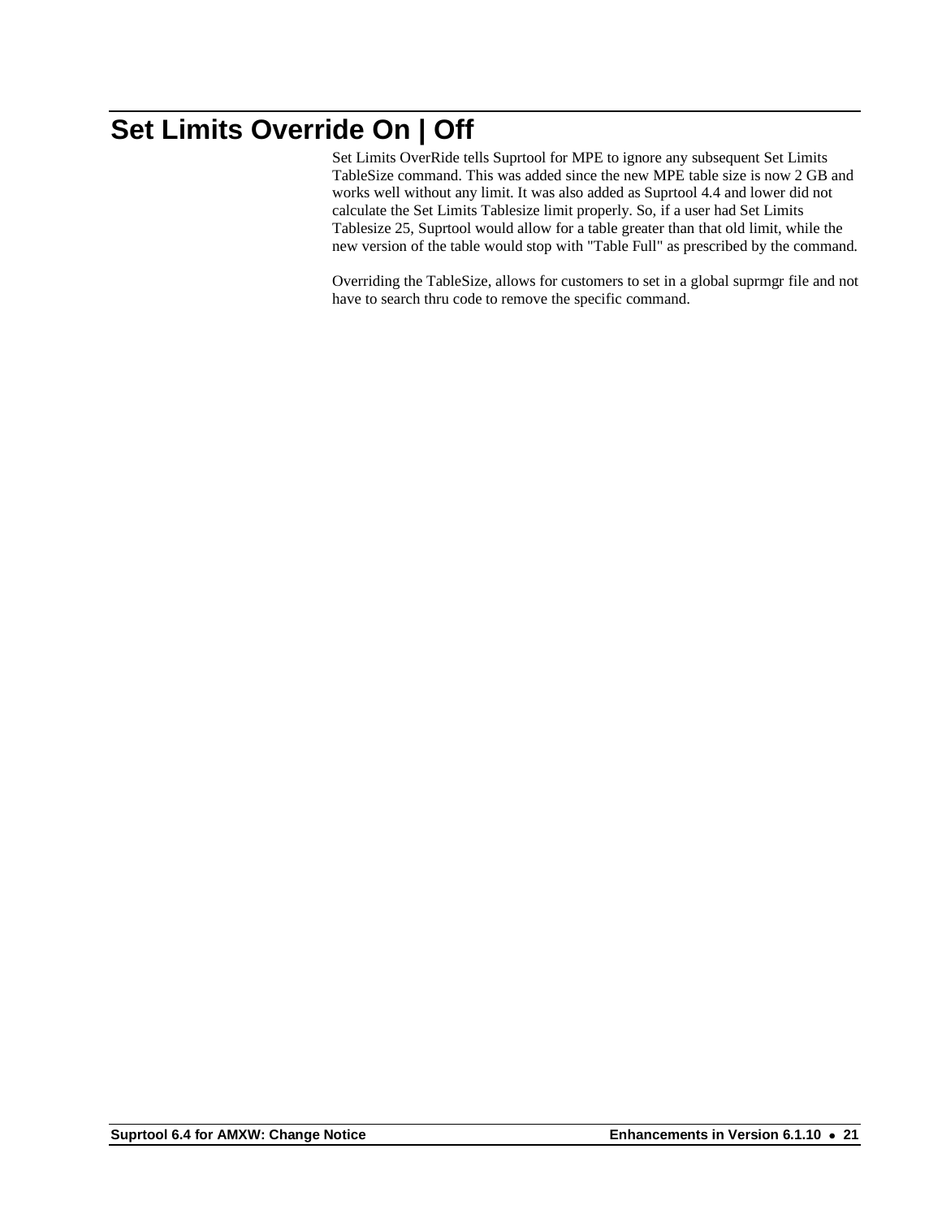# Set Limits Override On | Off

Set Limits OverRide tells Suprtool for MPE to ignore any subsequent Set Limits TableSize command. This was added since the new MPE table size is now 2 GB and works well without any limit. It was also added as Suprtool 4.4 and lower did not calculate the Set Limits Tablesize limit properly. So, if a user had Set Limits Tablesize 25, Suprtool would allow for a table greater than that old limit, while the new version of the table would stop with "Table Full" as prescribed by the command.

Overriding the TableSize, allows for customers to set in a global suprmgr file and not have to search thru code to remove the specific command.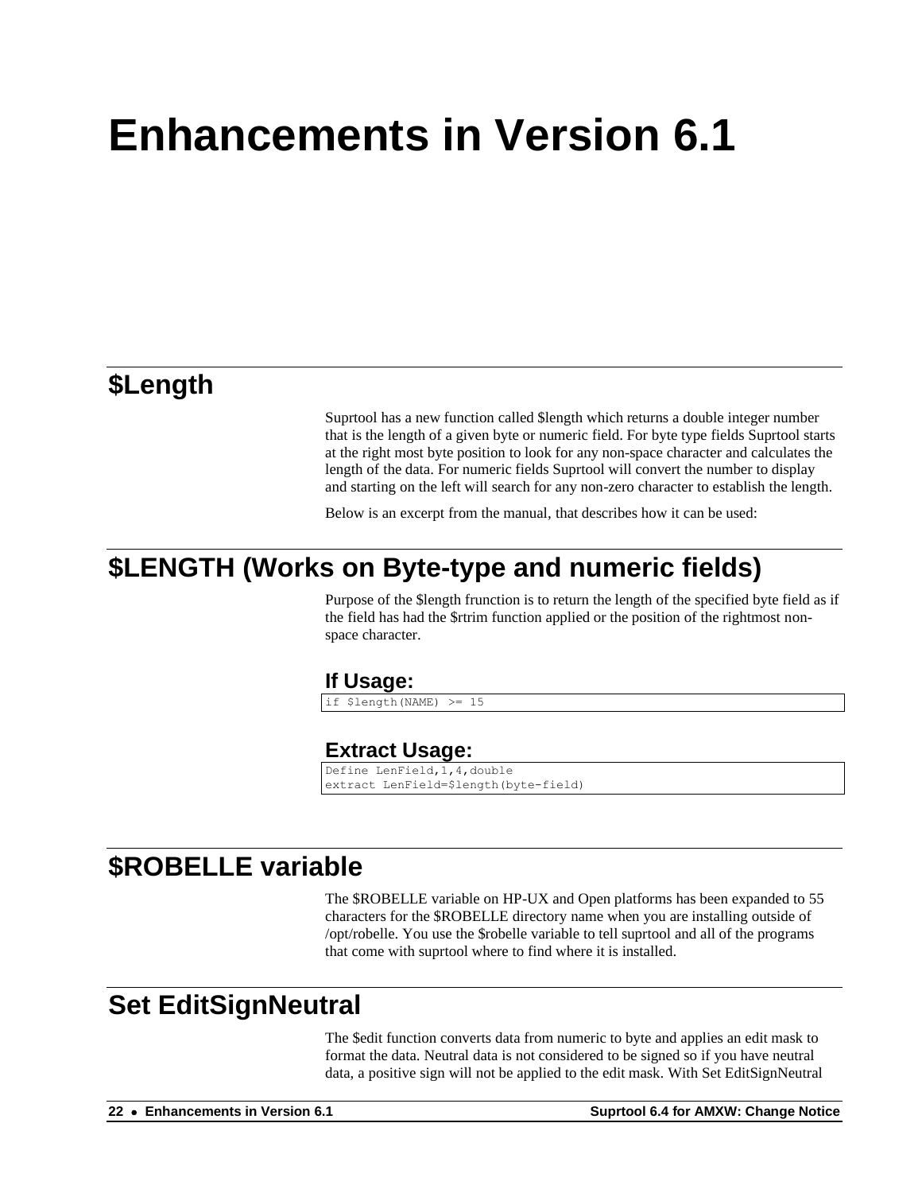# Enhancements in Version 6.1

## $Length

Suprtool has a new function called $length which returns a double integer number that is the length of a given byte or numeric field. For byte type fields Suprtool starts at the right most byte position to look for any non-space character and calculates the length of the data. For numeric fields Suprtool will convert the number to display and starting on the left will search for any non-zero character to establish the length.

Below is an excerpt from the manual, that describes how it can be used:

## $LENGTH (Works on Byte-type and numeric fields)

Purpose of the $length frunction is to return the length of the specified byte field as if the field has had the $rtrim function applied or the position of the rightmost non-space character.

### If Usage:

```
if $length(NAME) >= 15
```

### Extract Usage:

```
Define LenField,1,4,double
extract LenField=$length(byte-field)
```

## $ROBELLE variable

The $ROBELLE variable on HP-UX and Open platforms has been expanded to 55 characters for the $ROBELLE directory name when you are installing outside of /opt/robelle. You use the $robelle variable to tell suprtool and all of the programs that come with suprtool where to find where it is installed.

## Set EditSignNeutral

The $edit function converts data from numeric to byte and applies an edit mask to format the data. Neutral data is not considered to be signed so if you have neutral data, a positive sign will not be applied to the edit mask. With Set EditSignNeutral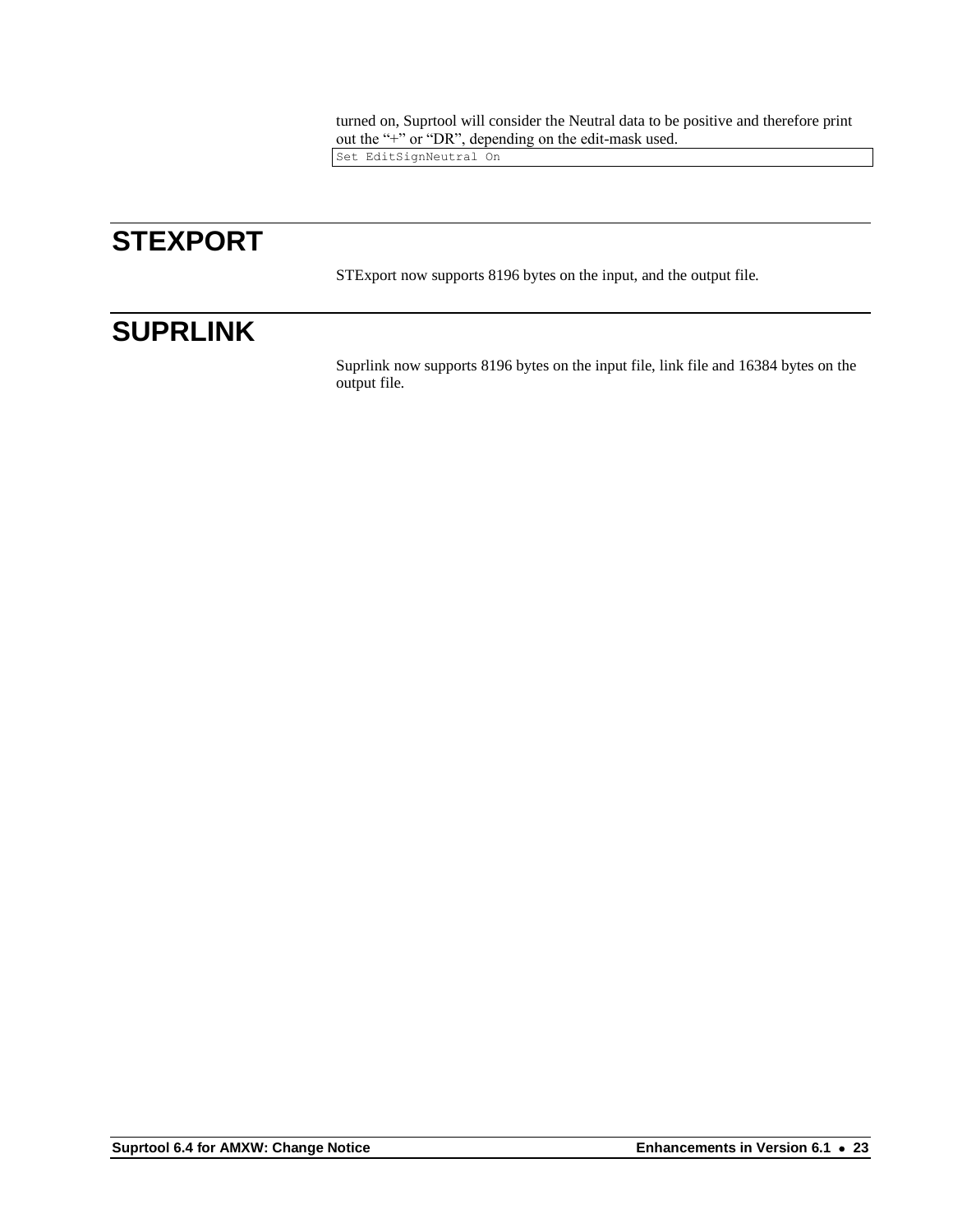turned on, Suprtool will consider the Neutral data to be positive and therefore print out the "+" or "DR", depending on the edit-mask used.

```
Set EditSignNeutral On
```

# STEXPORT

STExport now supports 8196 bytes on the input, and the output file.

# SUPRLINK

Suprlink now supports 8196 bytes on the input file, link file and 16384 bytes on the output file.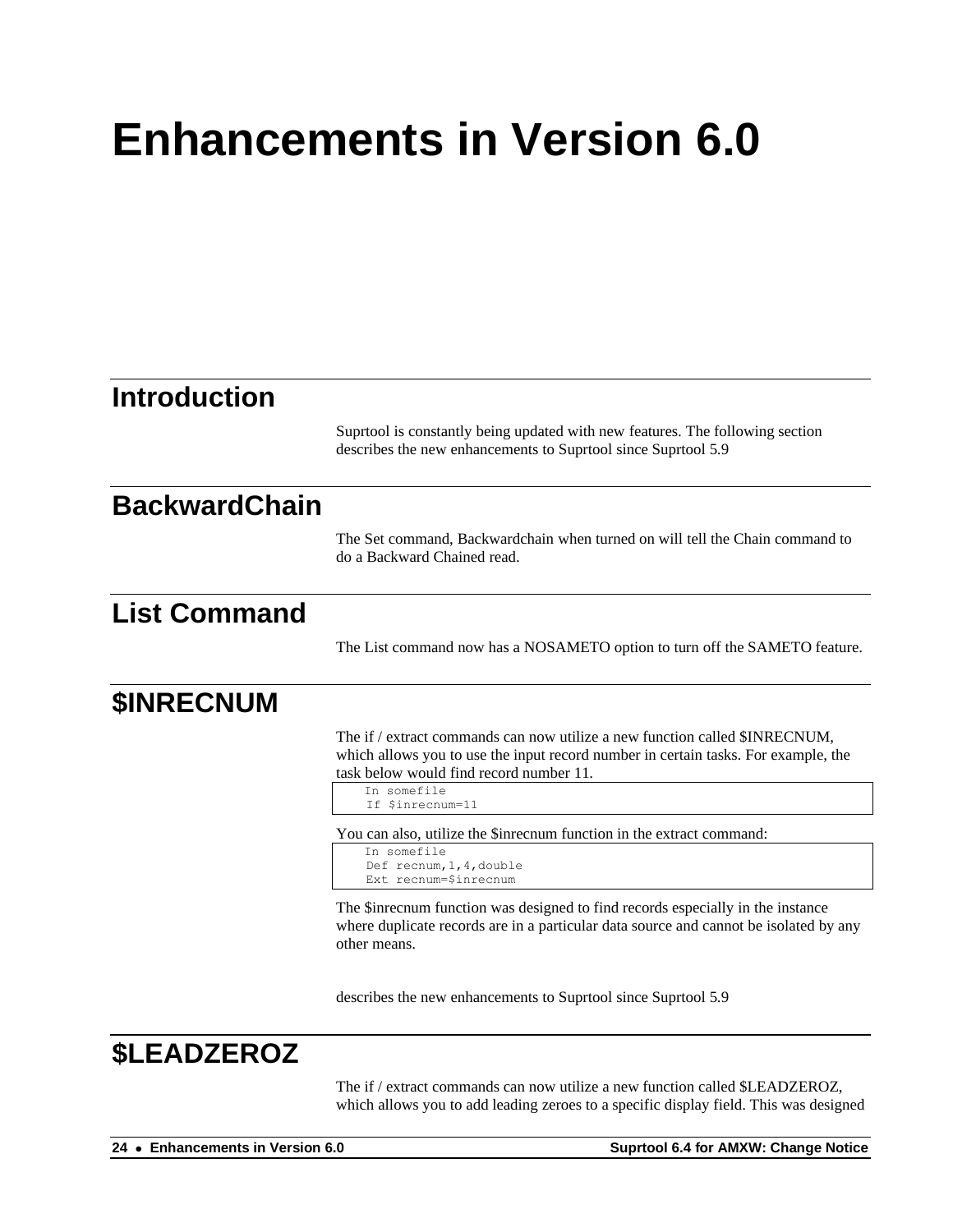# Enhancements in Version 6.0

## Introduction

Suprtool is constantly being updated with new features. The following section describes the new enhancements to Suprtool since Suprtool 5.9

## BackwardChain

The Set command, Backwardchain when turned on will tell the Chain command to do a Backward Chained read.

## List Command

The List command now has a NOSAMETO option to turn off the SAMETO feature.

## $INRECNUM

The if / extract commands can now utilize a new function called $INRECNUM, which allows you to use the input record number in certain tasks. For example, the task below would find record number 11.

```
In somefile
If $inrecnum=11
```

You can also, utilize the $inrecnum function in the extract command:

```
In somefile
Def recnum,1,4,double
Ext recnum=$inrecnum
```

The $inrecnum function was designed to find records especially in the instance where duplicate records are in a particular data source and cannot be isolated by any other means.

describes the new enhancements to Suprtool since Suprtool 5.9

## $LEADZEROZ

The if / extract commands can now utilize a new function called $LEADZEROZ, which allows you to add leading zeroes to a specific display field. This was designed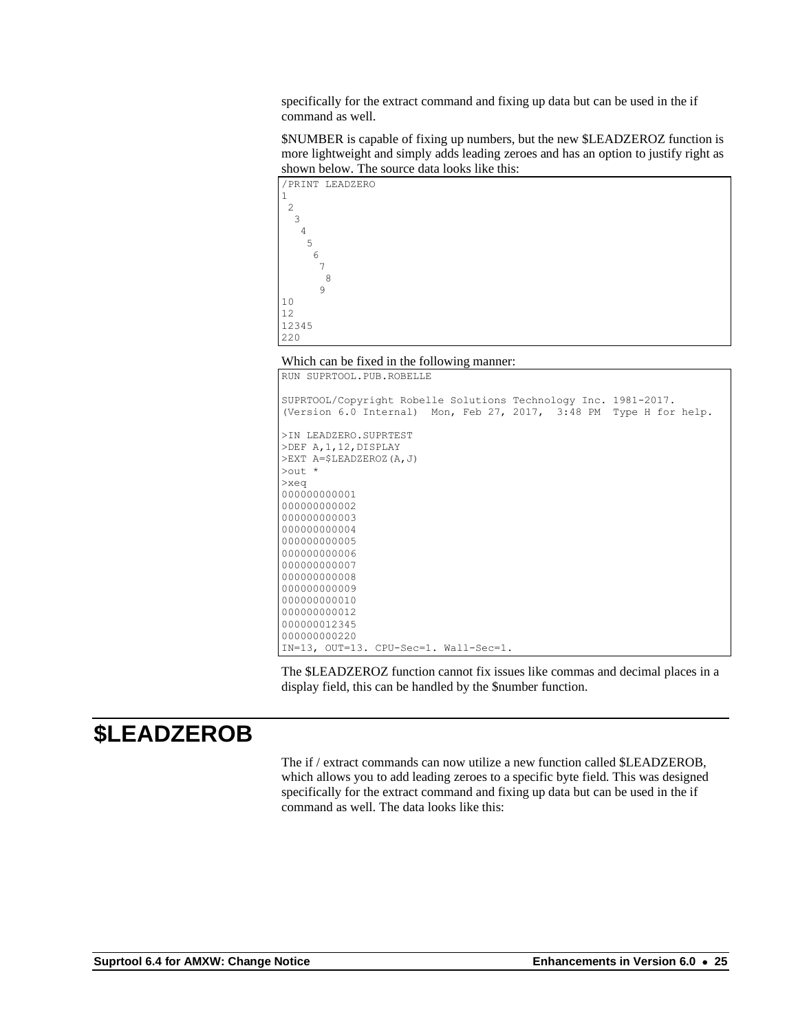specifically for the extract command and fixing up data but can be used in the if command as well.

$NUMBER is capable of fixing up numbers, but the new $LEADZEROZ function is more lightweight and simply adds leading zeroes and has an option to justify right as shown below. The source data looks like this:

```
/PRINT LEADZERO
1
 2
  3
   4
    5
     6
      7
       8
      9
10
12
12345
220
```

Which can be fixed in the following manner:

```
RUN SUPRTOOL.PUB.ROBELLE

SUPRTOOL/Copyright Robelle Solutions Technology Inc. 1981-2017.
(Version 6.0 Internal)  Mon, Feb 27, 2017,  3:48 PM  Type H for help.

>IN LEADZERO.SUPRTEST
>DEF A,1,12,DISPLAY
>EXT A=$LEADZEROZ(A,J)
>out *
>xeq
000000000001
000000000002
000000000003
000000000004
000000000005
000000000006
000000000007
000000000008
000000000009
000000000010
000000000012
000000012345
000000000220
IN=13, OUT=13. CPU-Sec=1. Wall-Sec=1.
```

The $LEADZEROZ function cannot fix issues like commas and decimal places in a display field, this can be handled by the $number function.

# $LEADZEROB

The if / extract commands can now utilize a new function called $LEADZEROB, which allows you to add leading zeroes to a specific byte field. This was designed specifically for the extract command and fixing up data but can be used in the if command as well. The data looks like this: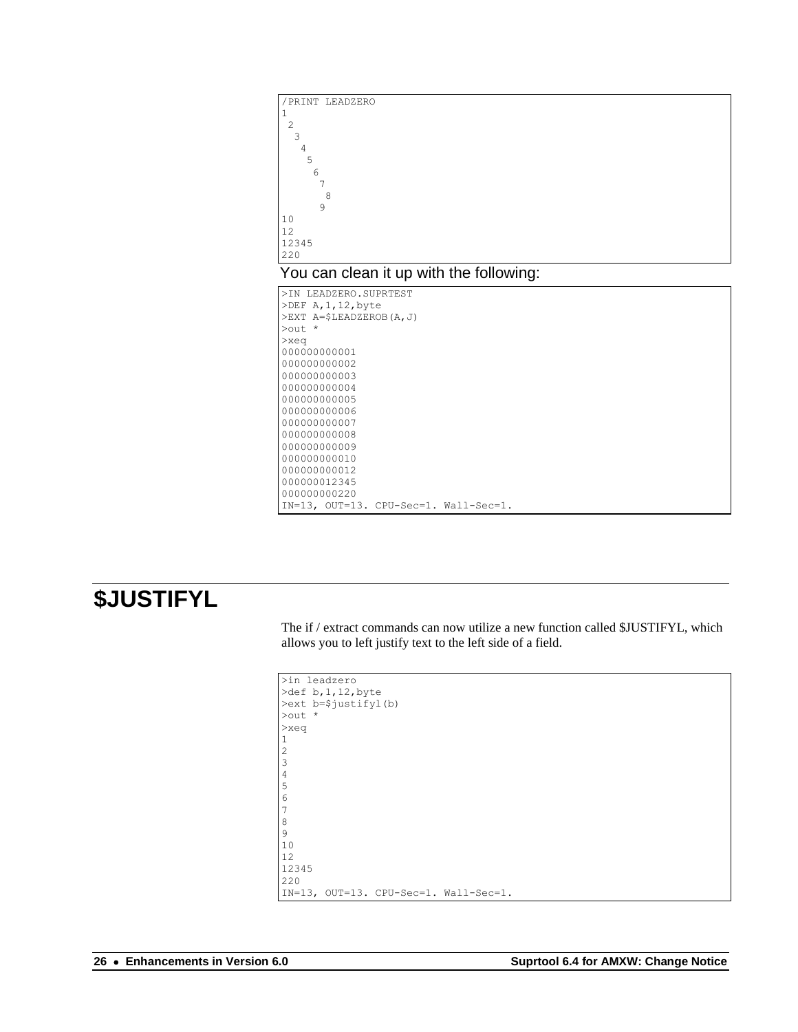```
/PRINT LEADZERO
1
 2
  3
   4
    5
     6
      7
       8
      9
10
12
12345
220
```

You can clean it up with the following:

```
>IN LEADZERO.SUPRTEST
>DEF A,1,12,byte
>EXT A=$LEADZEROB(A,J)
>out *
>xeq
000000000001
000000000002
000000000003
000000000004
000000000005
000000000006
000000000007
000000000008
000000000009
000000000010
000000000012
000000012345
000000000220
IN=13, OUT=13. CPU-Sec=1. Wall-Sec=1.
```

# $JUSTIFYL

The if / extract commands can now utilize a new function called $JUSTIFYL, which allows you to left justify text to the left side of a field.

```
>in leadzero
>def b,1,12,byte
>ext b=$justifyl(b)
>out *
>xeq
1
2
3
4
5
6
7
8
9
10
12
12345
220
IN=13, OUT=13. CPU-Sec=1. Wall-Sec=1.
```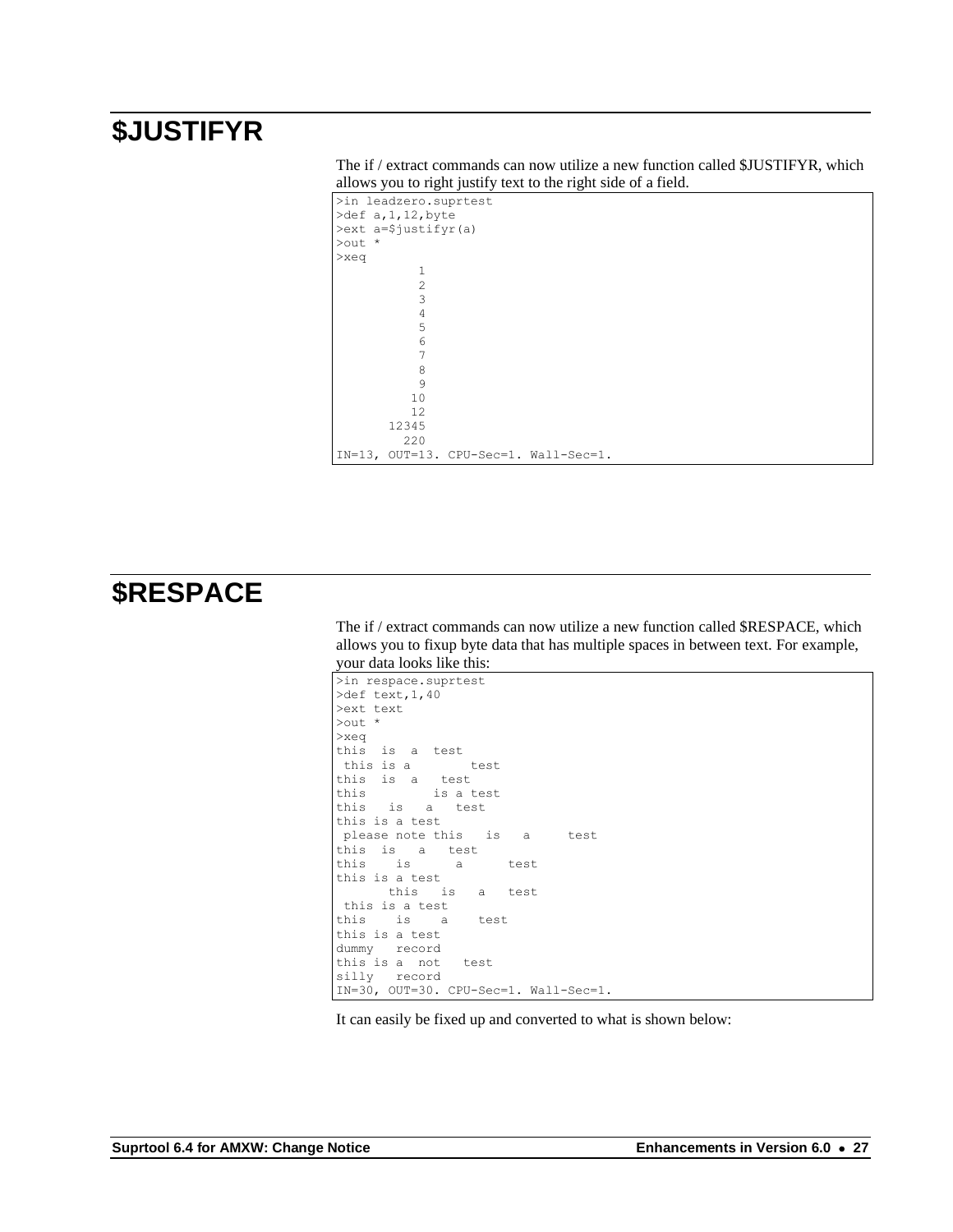# $JUSTIFYR

The if / extract commands can now utilize a new function called $JUSTIFYR, which allows you to right justify text to the right side of a field.

```
>in leadzero.suprtest
>def a,1,12,byte
>ext a=$justifyr(a)
>out *
>xeq
           1
           2
           3
           4
           5
           6
           7
           8
           9
          10
          12
       12345
         220
IN=13, OUT=13. CPU-Sec=1. Wall-Sec=1.
```

# $RESPACE

The if / extract commands can now utilize a new function called $RESPACE, which allows you to fixup byte data that has multiple spaces in between text. For example, your data looks like this:

```
>in respace.suprtest
>def text,1,40
>ext text
>out *
>xeq
this  is  a  test
 this is a        test
this  is  a   test
this         is a test
this   is   a   test
this is a test
 please note this   is   a     test
this  is   a   test
this    is      a      test
this is a test
       this   is   a   test
 this is a test
this    is    a    test
this is a test
dummy   record
this is a  not   test
silly   record
IN=30, OUT=30. CPU-Sec=1. Wall-Sec=1.
```

It can easily be fixed up and converted to what is shown below: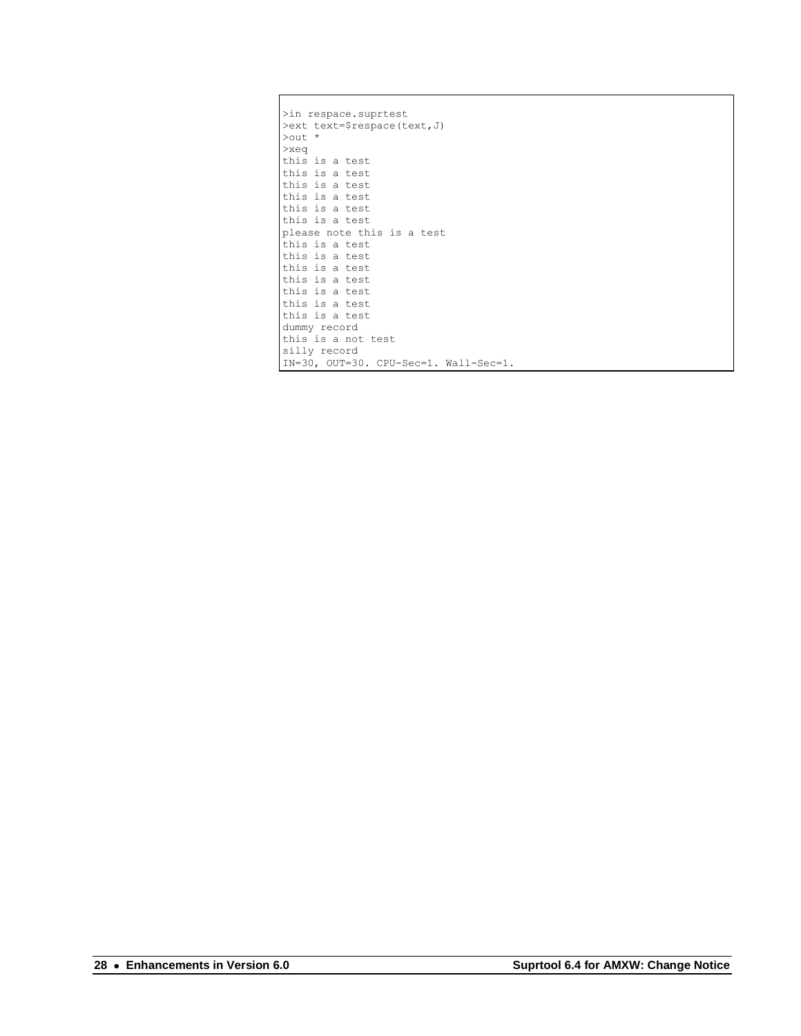```
>in respace.suprtest
>ext text=$respace(text,J)
>out *
>xeq
this is a test
this is a test
this is a test
this is a test
this is a test
this is a test
please note this is a test
this is a test
this is a test
this is a test
this is a test
this is a test
this is a test
this is a test
dummy record
this is a not test
silly record
IN=30, OUT=30. CPU-Sec=1. Wall-Sec=1.
```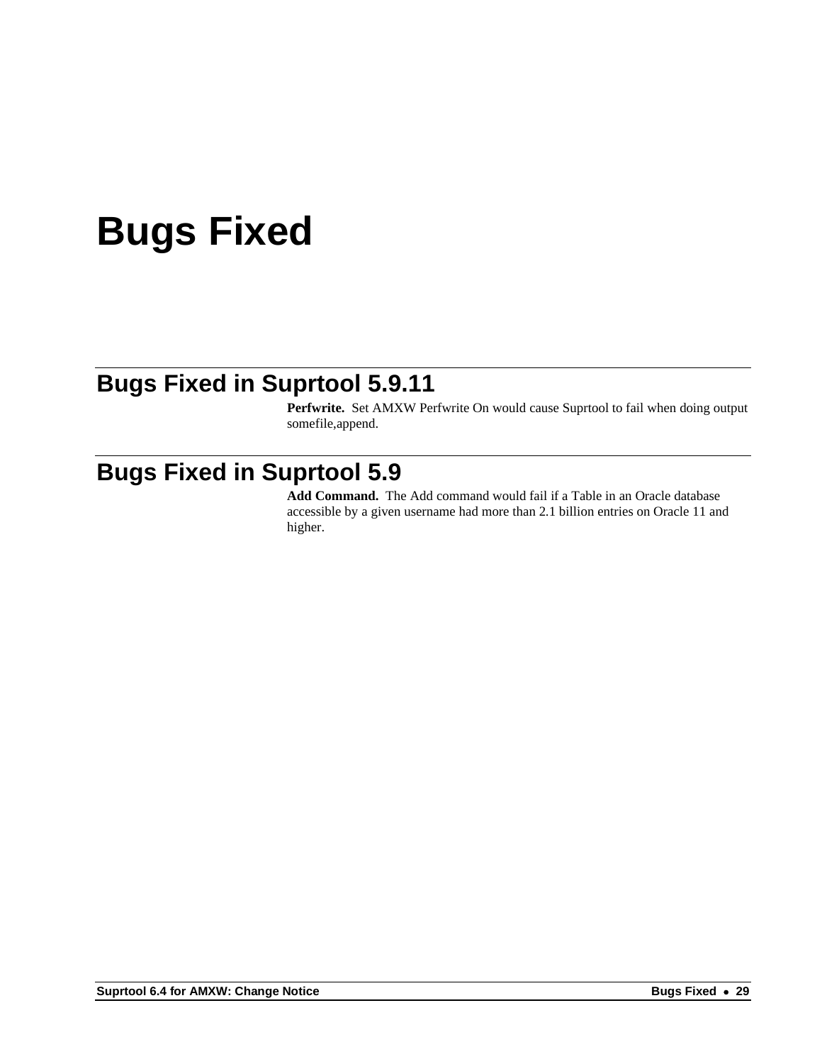# Bugs Fixed

## Bugs Fixed in Suprtool 5.9.11

**Perfwrite.** Set AMXW Perfwrite On would cause Suprtool to fail when doing output somefile,append.

## Bugs Fixed in Suprtool 5.9

**Add Command.** The Add command would fail if a Table in an Oracle database accessible by a given username had more than 2.1 billion entries on Oracle 11 and higher.